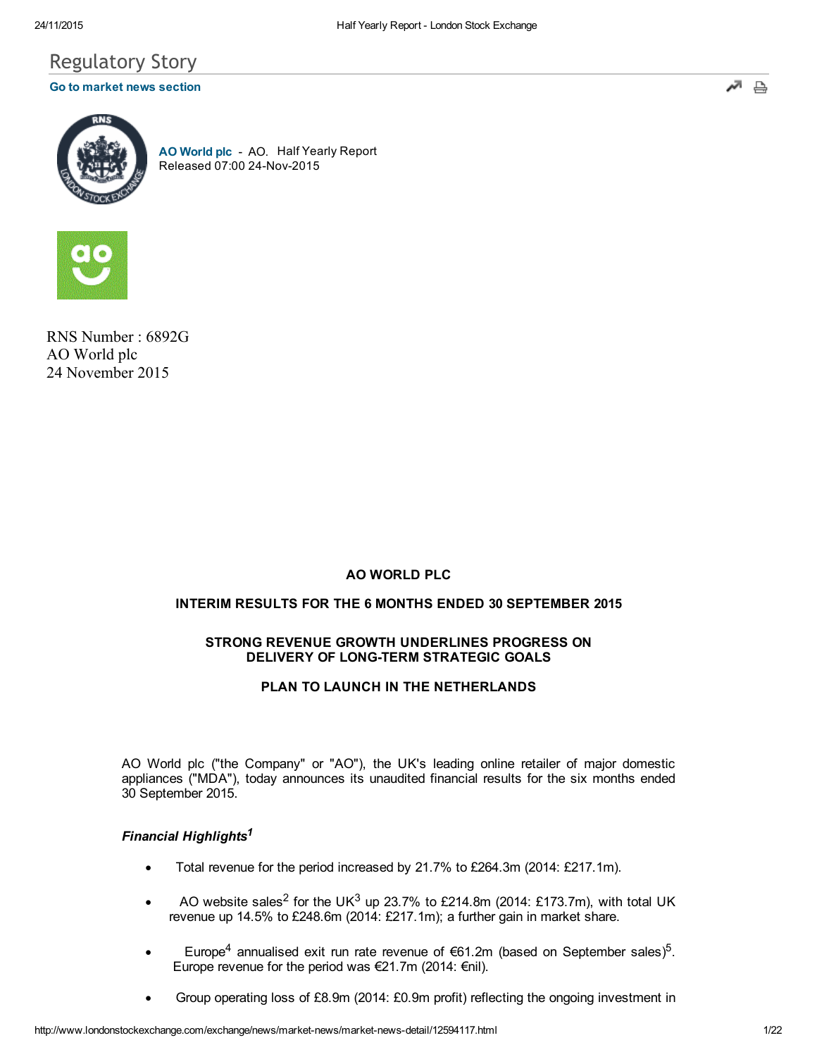# Regulatory Story

Go to market news section

**AO World plc** - AO. Half Yearly Report
Released 07:00 24-Nov-2015

RNS Number : 6892G
AO World plc
24 November 2015

**AO WORLD PLC**

**INTERIM RESULTS FOR THE 6 MONTHS ENDED 30 SEPTEMBER 2015**

**STRONG REVENUE GROWTH UNDERLINES PROGRESS ON DELIVERY OF LONG-TERM STRATEGIC GOALS**

**PLAN TO LAUNCH IN THE NETHERLANDS**

AO World plc ("the Company" or "AO"), the UK's leading online retailer of major domestic appliances ("MDA"), today announces its unaudited financial results for the six months ended 30 September 2015.

### *Financial Highlights[1]*

- Total revenue for the period increased by 21.7% to £264.3m (2014: £217.1m).
- AO website sales[2] for the UK[3] up 23.7% to £214.8m (2014: £173.7m), with total UK revenue up 14.5% to £248.6m (2014: £217.1m); a further gain in market share.
- Europe[4] annualised exit run rate revenue of €61.2m (based on September sales)[5]. Europe revenue for the period was €21.7m (2014: €nil).
- Group operating loss of £8.9m (2014: £0.9m profit) reflecting the ongoing investment in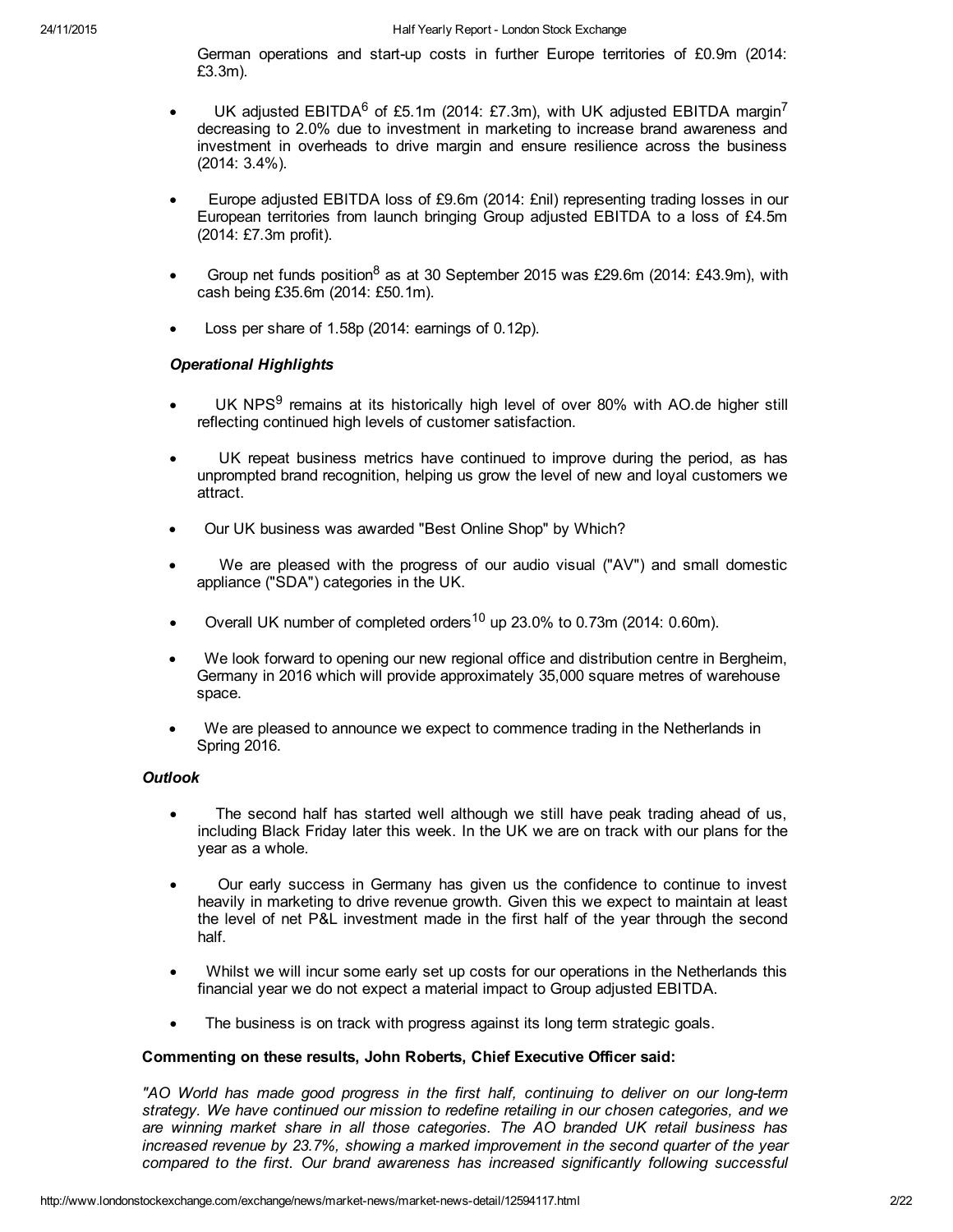German operations and start-up costs in further Europe territories of £0.9m (2014: £3.3m).

- UK adjusted EBITDA[6] of £5.1m (2014: £7.3m), with UK adjusted EBITDA margin[7] decreasing to 2.0% due to investment in marketing to increase brand awareness and investment in overheads to drive margin and ensure resilience across the business (2014: 3.4%).
- Europe adjusted EBITDA loss of £9.6m (2014: £nil) representing trading losses in our European territories from launch bringing Group adjusted EBITDA to a loss of £4.5m (2014: £7.3m profit).
- Group net funds position[8] as at 30 September 2015 was £29.6m (2014: £43.9m), with cash being £35.6m (2014: £50.1m).
- Loss per share of 1.58p (2014: earnings of 0.12p).

### *Operational Highlights*

- UK NPS[9] remains at its historically high level of over 80% with AO.de higher still reflecting continued high levels of customer satisfaction.
- UK repeat business metrics have continued to improve during the period, as has unprompted brand recognition, helping us grow the level of new and loyal customers we attract.
- Our UK business was awarded "Best Online Shop" by Which?
- We are pleased with the progress of our audio visual ("AV") and small domestic appliance ("SDA") categories in the UK.
- Overall UK number of completed orders[10] up 23.0% to 0.73m (2014: 0.60m).
- We look forward to opening our new regional office and distribution centre in Bergheim, Germany in 2016 which will provide approximately 35,000 square metres of warehouse space.
- We are pleased to announce we expect to commence trading in the Netherlands in Spring 2016.

### *Outlook*

- The second half has started well although we still have peak trading ahead of us, including Black Friday later this week. In the UK we are on track with our plans for the year as a whole.
- Our early success in Germany has given us the confidence to continue to invest heavily in marketing to drive revenue growth. Given this we expect to maintain at least the level of net P&L investment made in the first half of the year through the second half.
- Whilst we will incur some early set up costs for our operations in the Netherlands this financial year we do not expect a material impact to Group adjusted EBITDA.
- The business is on track with progress against its long term strategic goals.

**Commenting on these results, John Roberts, Chief Executive Officer said:**

*"AO World has made good progress in the first half, continuing to deliver on our long-term strategy. We have continued our mission to redefine retailing in our chosen categories, and we are winning market share in all those categories. The AO branded UK retail business has increased revenue by 23.7%, showing a marked improvement in the second quarter of the year compared to the first. Our brand awareness has increased significantly following successful*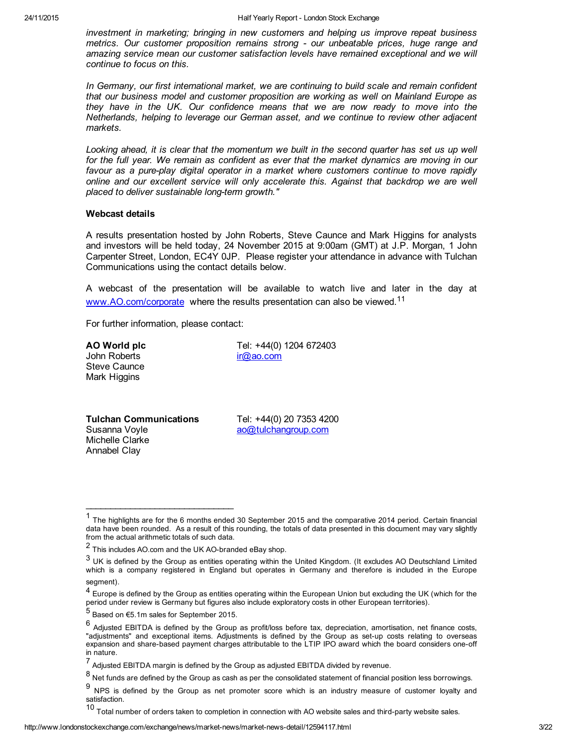*investment in marketing; bringing in new customers and helping us improve repeat business metrics. Our customer proposition remains strong - our unbeatable prices, huge range and amazing service mean our customer satisfaction levels have remained exceptional and we will continue to focus on this.*

*In Germany, our first international market, we are continuing to build scale and remain confident that our business model and customer proposition are working as well on Mainland Europe as they have in the UK. Our confidence means that we are now ready to move into the Netherlands, helping to leverage our German asset, and we continue to review other adjacent markets.*

*Looking ahead, it is clear that the momentum we built in the second quarter has set us up well for the full year. We remain as confident as ever that the market dynamics are moving in our favour as a pure-play digital operator in a market where customers continue to move rapidly online and our excellent service will only accelerate this. Against that backdrop we are well placed to deliver sustainable long-term growth."*

**Webcast details**

A results presentation hosted by John Roberts, Steve Caunce and Mark Higgins for analysts and investors will be held today, 24 November 2015 at 9:00am (GMT) at J.P. Morgan, 1 John Carpenter Street, London, EC4Y 0JP. Please register your attendance in advance with Tulchan Communications using the contact details below.

A webcast of the presentation will be available to watch live and later in the day at www.AO.com/corporate where the results presentation can also be viewed.[11]

For further information, please contact:

| | |
|---|---|
| **AO World plc** | Tel: +44(0) 1204 672403 |
| John Roberts | ir@ao.com |
| Steve Caunce | |
| Mark Higgins | |
| | |
| **Tulchan Communications** | Tel: +44(0) 20 7353 4200 |
| Susanna Voyle | ao@tulchangroup.com |
| Michelle Clarke | |
| Annabel Clay | |

---

[1] The highlights are for the 6 months ended 30 September 2015 and the comparative 2014 period. Certain financial data have been rounded. As a result of this rounding, the totals of data presented in this document may vary slightly from the actual arithmetic totals of such data.

[2] This includes AO.com and the UK AO-branded eBay shop.

[3] UK is defined by the Group as entities operating within the United Kingdom. (It excludes AO Deutschland Limited which is a company registered in England but operates in Germany and therefore is included in the Europe segment).

[4] Europe is defined by the Group as entities operating within the European Union but excluding the UK (which for the period under review is Germany but figures also include exploratory costs in other European territories).

[5] Based on €5.1m sales for September 2015.

[6] Adjusted EBITDA is defined by the Group as profit/loss before tax, depreciation, amortisation, net finance costs, "adjustments" and exceptional items. Adjustments is defined by the Group as set-up costs relating to overseas expansion and share-based payment charges attributable to the LTIP IPO award which the board considers one-off in nature.

[7] Adjusted EBITDA margin is defined by the Group as adjusted EBITDA divided by revenue.

[8] Net funds are defined by the Group as cash as per the consolidated statement of financial position less borrowings.

[9] NPS is defined by the Group as net promoter score which is an industry measure of customer loyalty and satisfaction.

[10] Total number of orders taken to completion in connection with AO website sales and third-party website sales.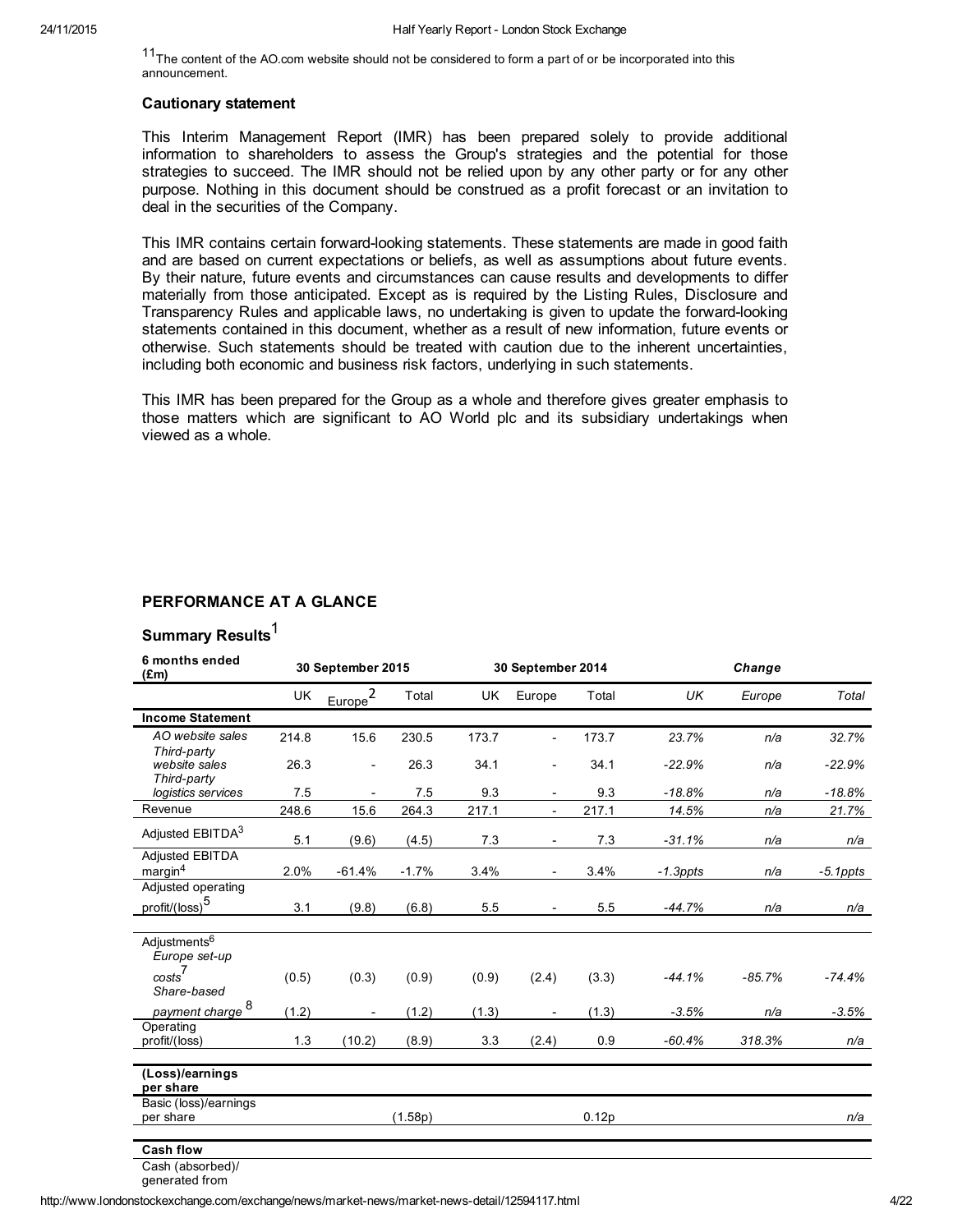[11]The content of the AO.com website should not be considered to form a part of or be incorporated into this announcement.

**Cautionary statement**

This Interim Management Report (IMR) has been prepared solely to provide additional information to shareholders to assess the Group's strategies and the potential for those strategies to succeed. The IMR should not be relied upon by any other party or for any other purpose. Nothing in this document should be construed as a profit forecast or an invitation to deal in the securities of the Company.

This IMR contains certain forward-looking statements. These statements are made in good faith and are based on current expectations or beliefs, as well as assumptions about future events. By their nature, future events and circumstances can cause results and developments to differ materially from those anticipated. Except as is required by the Listing Rules, Disclosure and Transparency Rules and applicable laws, no undertaking is given to update the forward-looking statements contained in this document, whether as a result of new information, future events or otherwise. Such statements should be treated with caution due to the inherent uncertainties, including both economic and business risk factors, underlying in such statements.

This IMR has been prepared for the Group as a whole and therefore gives greater emphasis to those matters which are significant to AO World plc and its subsidiary undertakings when viewed as a whole.

## PERFORMANCE AT A GLANCE

### Summary Results[1]

| 6 months ended (£m) | 30 September 2015 | | | 30 September 2014 | | | *Change* | | |
|---|---|---|---|---|---|---|---|---|---|
| | UK | Europe[2] | Total | UK | Europe | Total | *UK* | *Europe* | *Total* |
| **Income Statement** | | | | | | | | | |
| *AO website sales* | 214.8 | 15.6 | 230.5 | 173.7 | - | 173.7 | *23.7%* | *n/a* | *32.7%* |
| *Third-party website sales* | 26.3 | - | 26.3 | 34.1 | - | 34.1 | *-22.9%* | *n/a* | *-22.9%* |
| *Third-party logistics services* | 7.5 | - | 7.5 | 9.3 | - | 9.3 | *-18.8%* | *n/a* | *-18.8%* |
| Revenue | 248.6 | 15.6 | 264.3 | 217.1 | - | 217.1 | *14.5%* | *n/a* | *21.7%* |
| Adjusted EBITDA[3] | 5.1 | (9.6) | (4.5) | 7.3 | - | 7.3 | *-31.1%* | *n/a* | *n/a* |
| Adjusted EBITDA margin[4] | 2.0% | -61.4% | -1.7% | 3.4% | - | 3.4% | *-1.3ppts* | *n/a* | *-5.1ppts* |
| Adjusted operating profit/(loss)[5] | 3.1 | (9.8) | (6.8) | 5.5 | - | 5.5 | *-44.7%* | *n/a* | *n/a* |
| Adjustments[6] | | | | | | | | | |
| *Europe set-up costs[7]* | (0.5) | (0.3) | (0.9) | (0.9) | (2.4) | (3.3) | *-44.1%* | *-85.7%* | *-74.4%* |
| *Share-based payment charge [8]* | (1.2) | - | (1.2) | (1.3) | - | (1.3) | *-3.5%* | *n/a* | *-3.5%* |
| Operating profit/(loss) | 1.3 | (10.2) | (8.9) | 3.3 | (2.4) | 0.9 | *-60.4%* | *318.3%* | *n/a* |
| **(Loss)/earnings per share** | | | | | | | | | |
| Basic (loss)/earnings per share | | | (1.58p) | | | 0.12p | | | *n/a* |
| **Cash flow** | | | | | | | | | |
| Cash (absorbed)/ generated from | | | | | | | | | |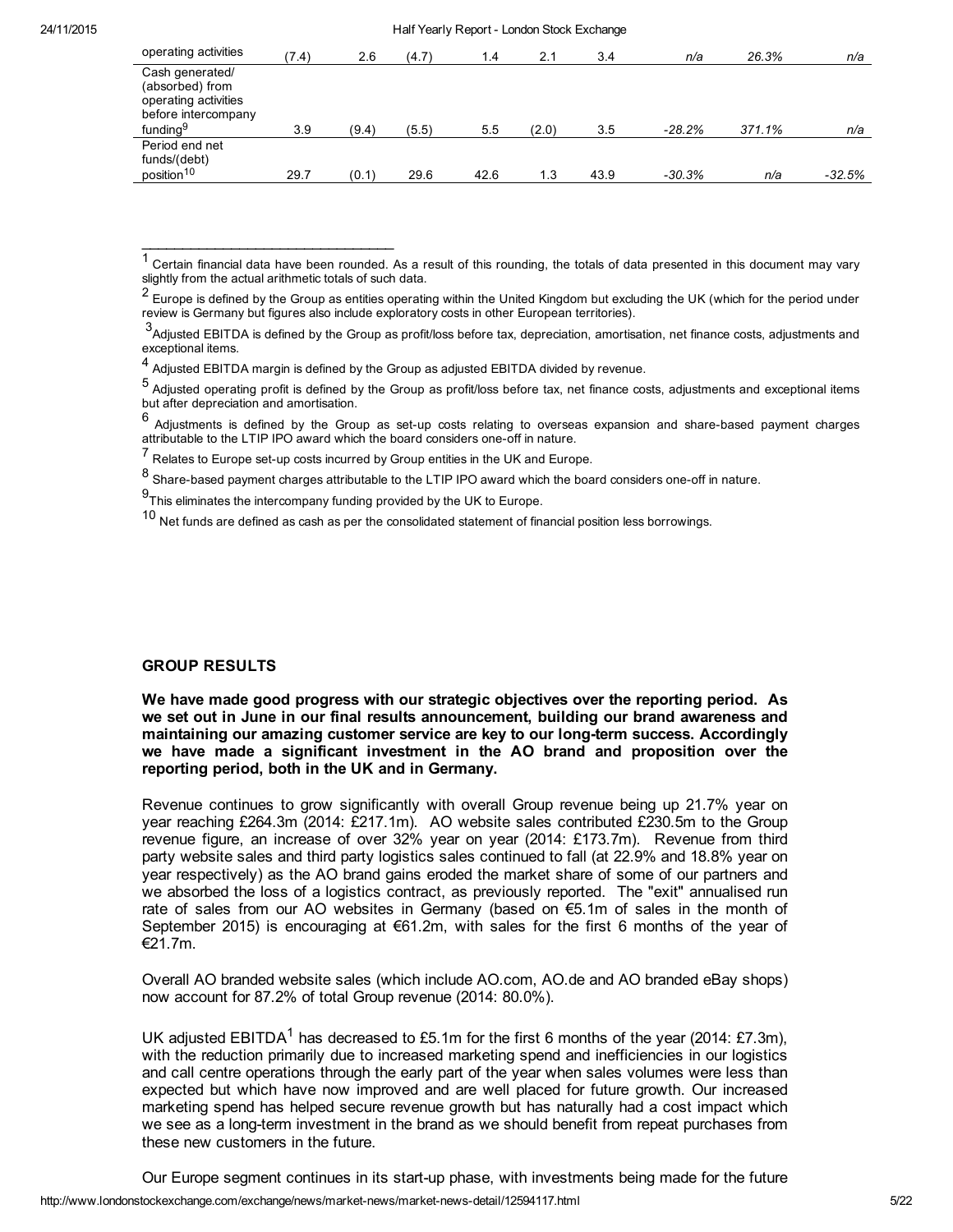| | | | | | | | | | |
|---|---|---|---|---|---|---|---|---|---|
| operating activities | (7.4) | 2.6 | (4.7) | 1.4 | 2.1 | 3.4 | *n/a* | *26.3%* | *n/a* |
| Cash generated/ (absorbed) from operating activities before intercompany funding[9] | 3.9 | (9.4) | (5.5) | 5.5 | (2.0) | 3.5 | *-28.2%* | *371.1%* | *n/a* |
| Period end net funds/(debt) position[10] | 29.7 | (0.1) | 29.6 | 42.6 | 1.3 | 43.9 | *-30.3%* | *n/a* | *-32.5%* |

---

[1] Certain financial data have been rounded. As a result of this rounding, the totals of data presented in this document may vary slightly from the actual arithmetic totals of such data.

[2] Europe is defined by the Group as entities operating within the United Kingdom but excluding the UK (which for the period under review is Germany but figures also include exploratory costs in other European territories).

[3] Adjusted EBITDA is defined by the Group as profit/loss before tax, depreciation, amortisation, net finance costs, adjustments and exceptional items.

[4] Adjusted EBITDA margin is defined by the Group as adjusted EBITDA divided by revenue.

[5] Adjusted operating profit is defined by the Group as profit/loss before tax, net finance costs, adjustments and exceptional items but after depreciation and amortisation.

[6] Adjustments is defined by the Group as set-up costs relating to overseas expansion and share-based payment charges attributable to the LTIP IPO award which the board considers one-off in nature.

[7] Relates to Europe set-up costs incurred by Group entities in the UK and Europe.

[8] Share-based payment charges attributable to the LTIP IPO award which the board considers one-off in nature.

[9] This eliminates the intercompany funding provided by the UK to Europe.

[10] Net funds are defined as cash as per the consolidated statement of financial position less borrowings.

## GROUP RESULTS

**We have made good progress with our strategic objectives over the reporting period. As we set out in June in our final results announcement, building our brand awareness and maintaining our amazing customer service are key to our long-term success. Accordingly we have made a significant investment in the AO brand and proposition over the reporting period, both in the UK and in Germany.**

Revenue continues to grow significantly with overall Group revenue being up 21.7% year on year reaching £264.3m (2014: £217.1m). AO website sales contributed £230.5m to the Group revenue figure, an increase of over 32% year on year (2014: £173.7m). Revenue from third party website sales and third party logistics sales continued to fall (at 22.9% and 18.8% year on year respectively) as the AO brand gains eroded the market share of some of our partners and we absorbed the loss of a logistics contract, as previously reported. The "exit" annualised run rate of sales from our AO websites in Germany (based on €5.1m of sales in the month of September 2015) is encouraging at €61.2m, with sales for the first 6 months of the year of €21.7m.

Overall AO branded website sales (which include AO.com, AO.de and AO branded eBay shops) now account for 87.2% of total Group revenue (2014: 80.0%).

UK adjusted EBITDA[1] has decreased to £5.1m for the first 6 months of the year (2014: £7.3m), with the reduction primarily due to increased marketing spend and inefficiencies in our logistics and call centre operations through the early part of the year when sales volumes were less than expected but which have now improved and are well placed for future growth. Our increased marketing spend has helped secure revenue growth but has naturally had a cost impact which we see as a long-term investment in the brand as we should benefit from repeat purchases from these new customers in the future.

Our Europe segment continues in its start-up phase, with investments being made for the future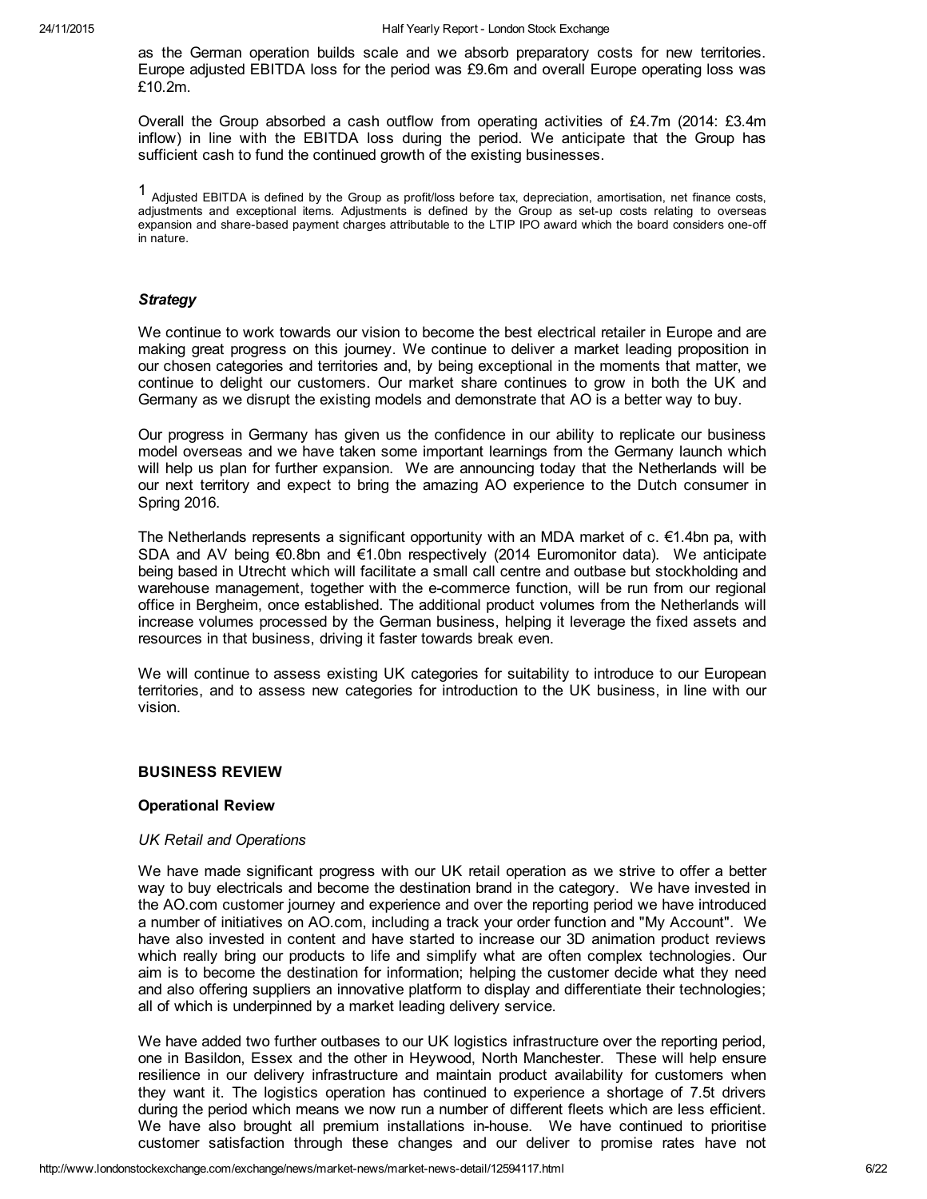as the German operation builds scale and we absorb preparatory costs for new territories. Europe adjusted EBITDA loss for the period was £9.6m and overall Europe operating loss was £10.2m.

Overall the Group absorbed a cash outflow from operating activities of £4.7m (2014: £3.4m inflow) in line with the EBITDA loss during the period. We anticipate that the Group has sufficient cash to fund the continued growth of the existing businesses.

[1] Adjusted EBITDA is defined by the Group as profit/loss before tax, depreciation, amortisation, net finance costs, adjustments and exceptional items. Adjustments is defined by the Group as set-up costs relating to overseas expansion and share-based payment charges attributable to the LTIP IPO award which the board considers one-off in nature.

### *Strategy*

We continue to work towards our vision to become the best electrical retailer in Europe and are making great progress on this journey. We continue to deliver a market leading proposition in our chosen categories and territories and, by being exceptional in the moments that matter, we continue to delight our customers. Our market share continues to grow in both the UK and Germany as we disrupt the existing models and demonstrate that AO is a better way to buy.

Our progress in Germany has given us the confidence in our ability to replicate our business model overseas and we have taken some important learnings from the Germany launch which will help us plan for further expansion. We are announcing today that the Netherlands will be our next territory and expect to bring the amazing AO experience to the Dutch consumer in Spring 2016.

The Netherlands represents a significant opportunity with an MDA market of c. €1.4bn pa, with SDA and AV being €0.8bn and €1.0bn respectively (2014 Euromonitor data). We anticipate being based in Utrecht which will facilitate a small call centre and outbase but stockholding and warehouse management, together with the e-commerce function, will be run from our regional office in Bergheim, once established. The additional product volumes from the Netherlands will increase volumes processed by the German business, helping it leverage the fixed assets and resources in that business, driving it faster towards break even.

We will continue to assess existing UK categories for suitability to introduce to our European territories, and to assess new categories for introduction to the UK business, in line with our vision.

## BUSINESS REVIEW

### Operational Review

*UK Retail and Operations*

We have made significant progress with our UK retail operation as we strive to offer a better way to buy electricals and become the destination brand in the category. We have invested in the AO.com customer journey and experience and over the reporting period we have introduced a number of initiatives on AO.com, including a track your order function and "My Account". We have also invested in content and have started to increase our 3D animation product reviews which really bring our products to life and simplify what are often complex technologies. Our aim is to become the destination for information; helping the customer decide what they need and also offering suppliers an innovative platform to display and differentiate their technologies; all of which is underpinned by a market leading delivery service.

We have added two further outbases to our UK logistics infrastructure over the reporting period, one in Basildon, Essex and the other in Heywood, North Manchester. These will help ensure resilience in our delivery infrastructure and maintain product availability for customers when they want it. The logistics operation has continued to experience a shortage of 7.5t drivers during the period which means we now run a number of different fleets which are less efficient. We have also brought all premium installations in-house. We have continued to prioritise customer satisfaction through these changes and our deliver to promise rates have not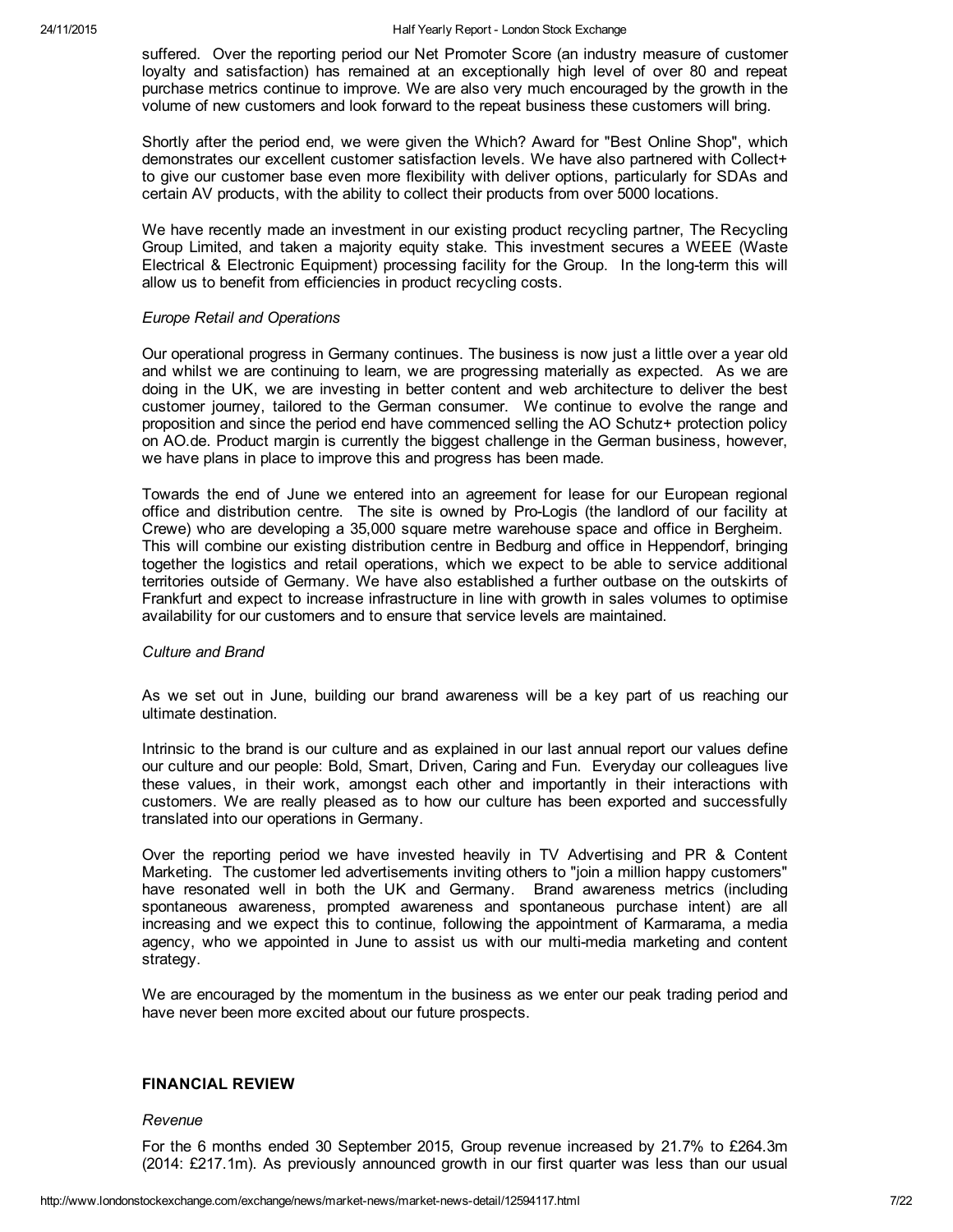suffered. Over the reporting period our Net Promoter Score (an industry measure of customer loyalty and satisfaction) has remained at an exceptionally high level of over 80 and repeat purchase metrics continue to improve. We are also very much encouraged by the growth in the volume of new customers and look forward to the repeat business these customers will bring.

Shortly after the period end, we were given the Which? Award for "Best Online Shop", which demonstrates our excellent customer satisfaction levels. We have also partnered with Collect+ to give our customer base even more flexibility with deliver options, particularly for SDAs and certain AV products, with the ability to collect their products from over 5000 locations.

We have recently made an investment in our existing product recycling partner, The Recycling Group Limited, and taken a majority equity stake. This investment secures a WEEE (Waste Electrical & Electronic Equipment) processing facility for the Group. In the long-term this will allow us to benefit from efficiencies in product recycling costs.

*Europe Retail and Operations*

Our operational progress in Germany continues. The business is now just a little over a year old and whilst we are continuing to learn, we are progressing materially as expected. As we are doing in the UK, we are investing in better content and web architecture to deliver the best customer journey, tailored to the German consumer. We continue to evolve the range and proposition and since the period end have commenced selling the AO Schutz+ protection policy on AO.de. Product margin is currently the biggest challenge in the German business, however, we have plans in place to improve this and progress has been made.

Towards the end of June we entered into an agreement for lease for our European regional office and distribution centre. The site is owned by Pro-Logis (the landlord of our facility at Crewe) who are developing a 35,000 square metre warehouse space and office in Bergheim. This will combine our existing distribution centre in Bedburg and office in Heppendorf, bringing together the logistics and retail operations, which we expect to be able to service additional territories outside of Germany. We have also established a further outbase on the outskirts of Frankfurt and expect to increase infrastructure in line with growth in sales volumes to optimise availability for our customers and to ensure that service levels are maintained.

*Culture and Brand*

As we set out in June, building our brand awareness will be a key part of us reaching our ultimate destination.

Intrinsic to the brand is our culture and as explained in our last annual report our values define our culture and our people: Bold, Smart, Driven, Caring and Fun. Everyday our colleagues live these values, in their work, amongst each other and importantly in their interactions with customers. We are really pleased as to how our culture has been exported and successfully translated into our operations in Germany.

Over the reporting period we have invested heavily in TV Advertising and PR & Content Marketing. The customer led advertisements inviting others to "join a million happy customers" have resonated well in both the UK and Germany. Brand awareness metrics (including spontaneous awareness, prompted awareness and spontaneous purchase intent) are all increasing and we expect this to continue, following the appointment of Karmarama, a media agency, who we appointed in June to assist us with our multi-media marketing and content strategy.

We are encouraged by the momentum in the business as we enter our peak trading period and have never been more excited about our future prospects.

## FINANCIAL REVIEW

*Revenue*

For the 6 months ended 30 September 2015, Group revenue increased by 21.7% to £264.3m (2014: £217.1m). As previously announced growth in our first quarter was less than our usual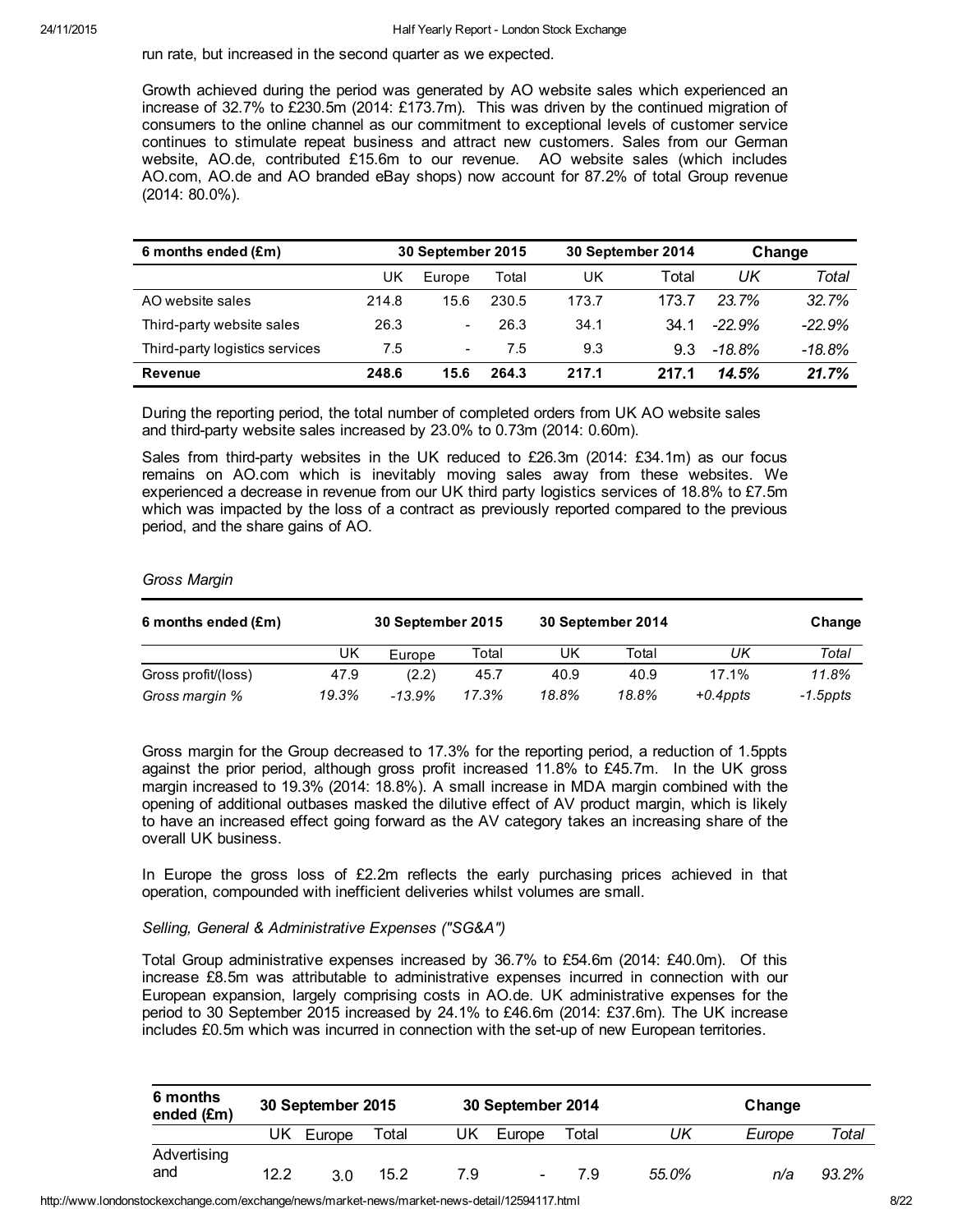run rate, but increased in the second quarter as we expected.

Growth achieved during the period was generated by AO website sales which experienced an increase of 32.7% to £230.5m (2014: £173.7m). This was driven by the continued migration of consumers to the online channel as our commitment to exceptional levels of customer service continues to stimulate repeat business and attract new customers. Sales from our German website, AO.de, contributed £15.6m to our revenue. AO website sales (which includes AO.com, AO.de and AO branded eBay shops) now account for 87.2% of total Group revenue (2014: 80.0%).

| 6 months ended (£m) | 30 September 2015 | | | 30 September 2014 | | Change | |
|---|---|---|---|---|---|---|---|
| | UK | Europe | Total | UK | Total | *UK* | *Total* |
| AO website sales | 214.8 | 15.6 | 230.5 | 173.7 | 173.7 | *23.7%* | *32.7%* |
| Third-party website sales | 26.3 | - | 26.3 | 34.1 | 34.1 | *-22.9%* | *-22.9%* |
| Third-party logistics services | 7.5 | - | 7.5 | 9.3 | 9.3 | *-18.8%* | *-18.8%* |
| **Revenue** | **248.6** | **15.6** | **264.3** | **217.1** | **217.1** | ***14.5%*** | ***21.7%*** |

During the reporting period, the total number of completed orders from UK AO website sales and third-party website sales increased by 23.0% to 0.73m (2014: 0.60m).

Sales from third-party websites in the UK reduced to £26.3m (2014: £34.1m) as our focus remains on AO.com which is inevitably moving sales away from these websites. We experienced a decrease in revenue from our UK third party logistics services of 18.8% to £7.5m which was impacted by the loss of a contract as previously reported compared to the previous period, and the share gains of AO.

*Gross Margin*

| 6 months ended (£m) | 30 September 2015 | | | 30 September 2014 | | Change | |
|---|---|---|---|---|---|---|---|
| | UK | Europe | Total | UK | Total | *UK* | *Total* |
| Gross profit/(loss) | 47.9 | (2.2) | 45.7 | 40.9 | 40.9 | 17.1% | *11.8%* |
| *Gross margin %* | *19.3%* | *-13.9%* | *17.3%* | *18.8%* | *18.8%* | *+0.4ppts* | *-1.5ppts* |

Gross margin for the Group decreased to 17.3% for the reporting period, a reduction of 1.5ppts against the prior period, although gross profit increased 11.8% to £45.7m. In the UK gross margin increased to 19.3% (2014: 18.8%). A small increase in MDA margin combined with the opening of additional outbases masked the dilutive effect of AV product margin, which is likely to have an increased effect going forward as the AV category takes an increasing share of the overall UK business.

In Europe the gross loss of £2.2m reflects the early purchasing prices achieved in that operation, compounded with inefficient deliveries whilst volumes are small.

*Selling, General & Administrative Expenses ("SG&A")*

Total Group administrative expenses increased by 36.7% to £54.6m (2014: £40.0m). Of this increase £8.5m was attributable to administrative expenses incurred in connection with our European expansion, largely comprising costs in AO.de. UK administrative expenses for the period to 30 September 2015 increased by 24.1% to £46.6m (2014: £37.6m). The UK increase includes £0.5m which was incurred in connection with the set-up of new European territories.

| 6 months ended (£m) | 30 September 2015 | | | 30 September 2014 | | | Change | | |
|---|---|---|---|---|---|---|---|---|---|
| | UK | Europe | Total | UK | Europe | Total | *UK* | *Europe* | *Total* |
| Advertising and | 12.2 | 3.0 | 15.2 | 7.9 | - | 7.9 | *55.0%* | *n/a* | *93.2%* |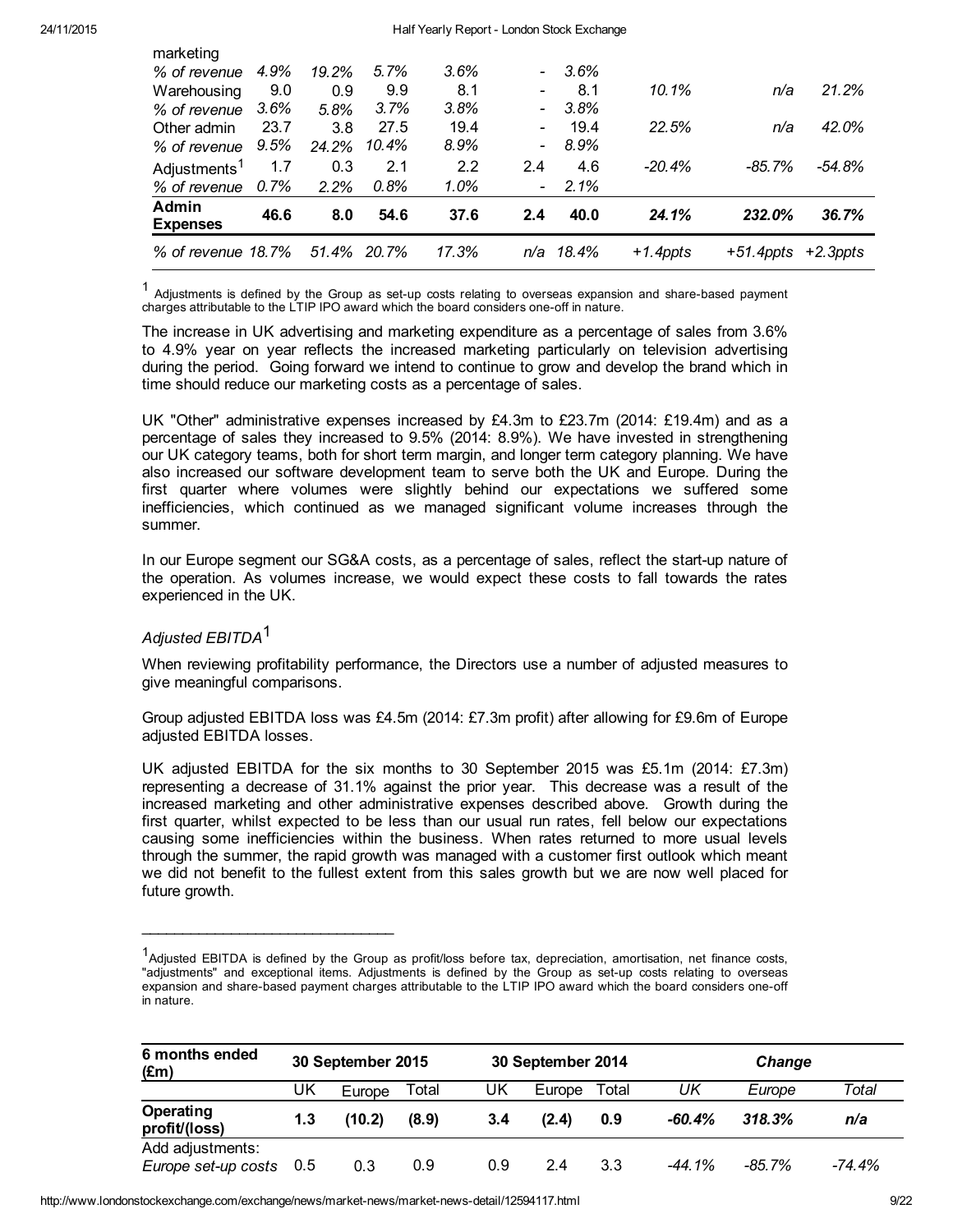| | | | | | | | | | |
|---|---|---|---|---|---|---|---|---|---|
| marketing | | | | | | | | | |
| *% of revenue* | *4.9%* | *19.2%* | *5.7%* | *3.6%* | - | *3.6%* | | | |
| Warehousing | 9.0 | 0.9 | 9.9 | 8.1 | - | 8.1 | *10.1%* | *n/a* | *21.2%* |
| *% of revenue* | *3.6%* | *5.8%* | *3.7%* | *3.8%* | - | *3.8%* | | | |
| Other admin | 23.7 | 3.8 | 27.5 | 19.4 | - | 19.4 | *22.5%* | *n/a* | *42.0%* |
| *% of revenue* | *9.5%* | *24.2%* | *10.4%* | *8.9%* | - | *8.9%* | | | |
| Adjustments[1] | 1.7 | 0.3 | 2.1 | 2.2 | 2.4 | 4.6 | *-20.4%* | *-85.7%* | *-54.8%* |
| *% of revenue* | *0.7%* | *2.2%* | *0.8%* | *1.0%* | - | *2.1%* | | | |
| **Admin Expenses** | **46.6** | **8.0** | **54.6** | **37.6** | **2.4** | **40.0** | ***24.1%*** | ***232.0%*** | ***36.7%*** |
| *% of revenue* | *18.7%* | *51.4%* | *20.7%* | *17.3%* | *n/a* | *18.4%* | *+1.4ppts* | *+51.4ppts* | *+2.3ppts* |

[1] Adjustments is defined by the Group as set-up costs relating to overseas expansion and share-based payment charges attributable to the LTIP IPO award which the board considers one-off in nature.

The increase in UK advertising and marketing expenditure as a percentage of sales from 3.6% to 4.9% year on year reflects the increased marketing particularly on television advertising during the period. Going forward we intend to continue to grow and develop the brand which in time should reduce our marketing costs as a percentage of sales.

UK "Other" administrative expenses increased by £4.3m to £23.7m (2014: £19.4m) and as a percentage of sales they increased to 9.5% (2014: 8.9%). We have invested in strengthening our UK category teams, both for short term margin, and longer term category planning. We have also increased our software development team to serve both the UK and Europe. During the first quarter where volumes were slightly behind our expectations we suffered some inefficiencies, which continued as we managed significant volume increases through the summer.

In our Europe segment our SG&A costs, as a percentage of sales, reflect the start-up nature of the operation. As volumes increase, we would expect these costs to fall towards the rates experienced in the UK.

*Adjusted EBITDA*[1]

When reviewing profitability performance, the Directors use a number of adjusted measures to give meaningful comparisons.

Group adjusted EBITDA loss was £4.5m (2014: £7.3m profit) after allowing for £9.6m of Europe adjusted EBITDA losses.

UK adjusted EBITDA for the six months to 30 September 2015 was £5.1m (2014: £7.3m) representing a decrease of 31.1% against the prior year. This decrease was a result of the increased marketing and other administrative expenses described above. Growth during the first quarter, whilst expected to be less than our usual run rates, fell below our expectations causing some inefficiencies within the business. When rates returned to more usual levels through the summer, the rapid growth was managed with a customer first outlook which meant we did not benefit to the fullest extent from this sales growth but we are now well placed for future growth.

---

[1]Adjusted EBITDA is defined by the Group as profit/loss before tax, depreciation, amortisation, net finance costs, "adjustments" and exceptional items. Adjustments is defined by the Group as set-up costs relating to overseas expansion and share-based payment charges attributable to the LTIP IPO award which the board considers one-off in nature.

| **6 months ended (£m)** | **30 September 2015** | | | **30 September 2014** | | | ***Change*** | | |
|---|---|---|---|---|---|---|---|---|---|
| | UK | Europe | Total | UK | Europe | Total | *UK* | *Europe* | *Total* |
| **Operating profit/(loss)** | **1.3** | **(10.2)** | **(8.9)** | **3.4** | **(2.4)** | **0.9** | ***-60.4%*** | ***318.3%*** | ***n/a*** |
| Add adjustments: | | | | | | | | | |
| *Europe set-up costs* | 0.5 | 0.3 | 0.9 | 0.9 | 2.4 | 3.3 | *-44.1%* | *-85.7%* | *-74.4%* |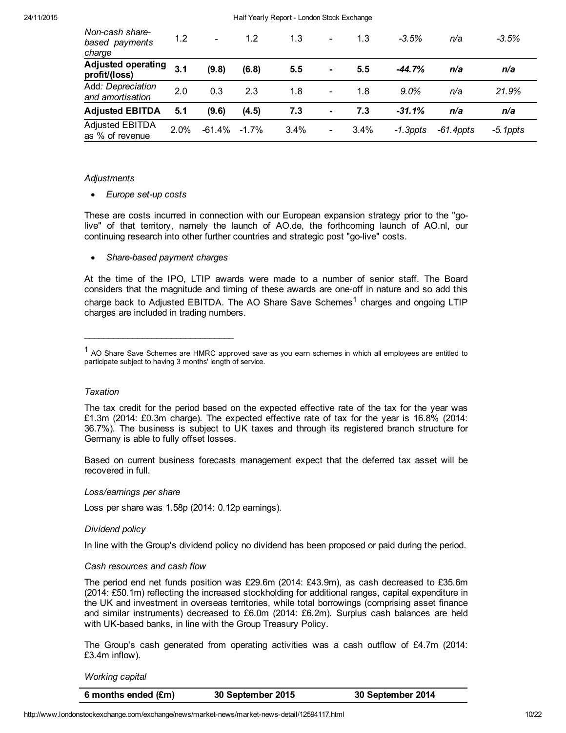| | | | | | | | | | |
|---|---|---|---|---|---|---|---|---|---|
| *Non-cash share-based payments charge* | 1.2 | - | 1.2 | 1.3 | - | 1.3 | *-3.5%* | *n/a* | *-3.5%* |
| **Adjusted operating profit/(loss)** | **3.1** | **(9.8)** | **(6.8)** | **5.5** | **-** | **5.5** | ***-44.7%*** | ***n/a*** | ***n/a*** |
| Add*: Depreciation and amortisation* | 2.0 | 0.3 | 2.3 | 1.8 | - | 1.8 | *9.0%* | *n/a* | *21.9%* |
| **Adjusted EBITDA** | **5.1** | **(9.6)** | **(4.5)** | **7.3** | **-** | **7.3** | ***-31.1%*** | ***n/a*** | ***n/a*** |
| Adjusted EBITDA as % of revenue | 2.0% | -61.4% | -1.7% | 3.4% | - | 3.4% | *-1.3ppts* | *-61.4ppts* | *-5.1ppts* |

*Adjustments*

- *Europe set-up costs*

These are costs incurred in connection with our European expansion strategy prior to the "go-live" of that territory, namely the launch of AO.de, the forthcoming launch of AO.nl, our continuing research into other further countries and strategic post "go-live" costs.

- *Share-based payment charges*

At the time of the IPO, LTIP awards were made to a number of senior staff. The Board considers that the magnitude and timing of these awards are one-off in nature and so add this charge back to Adjusted EBITDA. The AO Share Save Schemes[1] charges and ongoing LTIP charges are included in trading numbers.

---

[1] AO Share Save Schemes are HMRC approved save as you earn schemes in which all employees are entitled to participate subject to having 3 months' length of service.

*Taxation*

The tax credit for the period based on the expected effective rate of the tax for the year was £1.3m (2014: £0.3m charge). The expected effective rate of tax for the year is 16.8% (2014: 36.7%). The business is subject to UK taxes and through its registered branch structure for Germany is able to fully offset losses.

Based on current business forecasts management expect that the deferred tax asset will be recovered in full.

*Loss/earnings per share*

Loss per share was 1.58p (2014: 0.12p earnings).

*Dividend policy*

In line with the Group's dividend policy no dividend has been proposed or paid during the period.

*Cash resources and cash flow*

The period end net funds position was £29.6m (2014: £43.9m), as cash decreased to £35.6m (2014: £50.1m) reflecting the increased stockholding for additional ranges, capital expenditure in the UK and investment in overseas territories, while total borrowings (comprising asset finance and similar instruments) decreased to £6.0m (2014: £6.2m). Surplus cash balances are held with UK-based banks, in line with the Group Treasury Policy.

The Group's cash generated from operating activities was a cash outflow of £4.7m (2014: £3.4m inflow).

*Working capital*

| 6 months ended (£m) | 30 September 2015 | 30 September 2014 |
|---|---|---|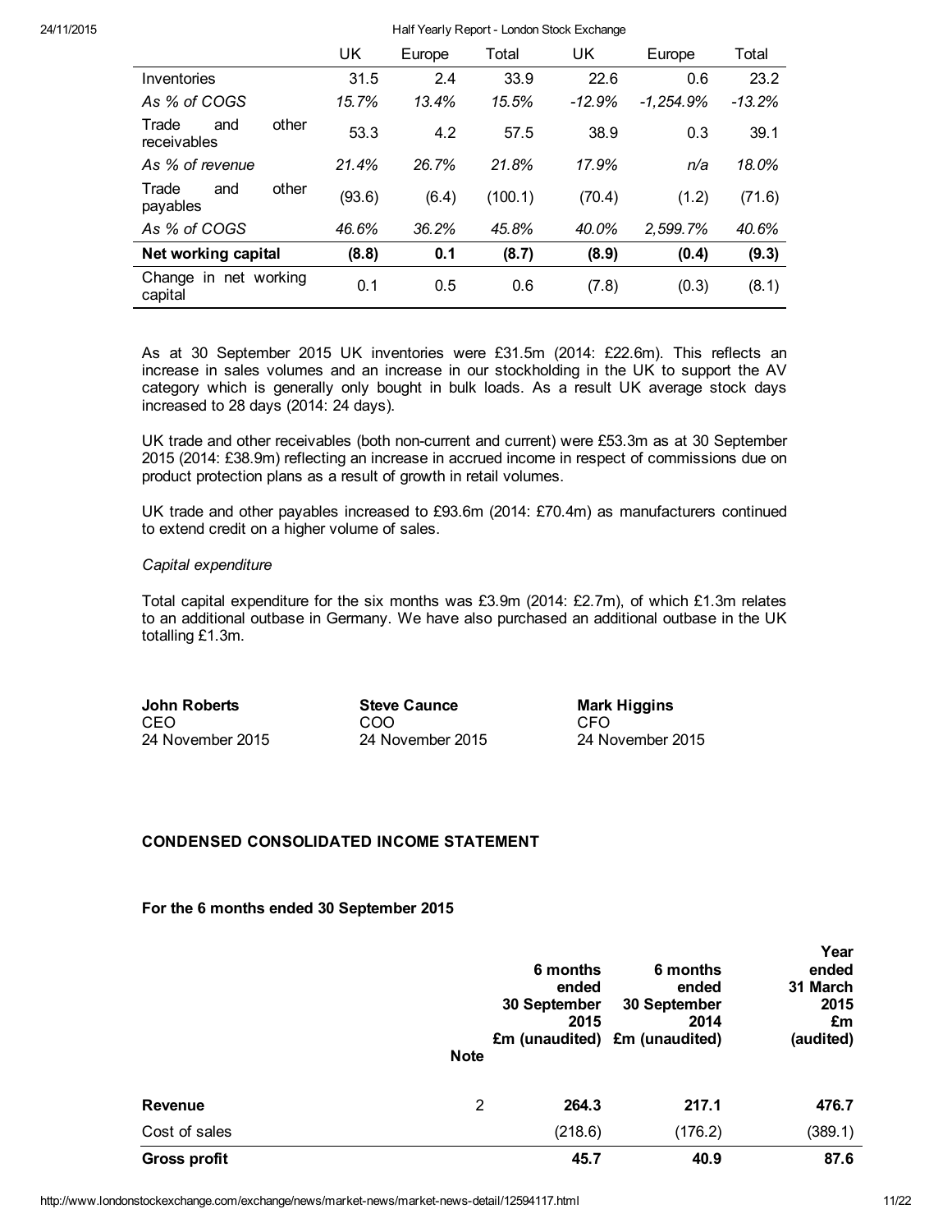| | UK | Europe | Total | UK | Europe | Total |
|---|---|---|---|---|---|---|
| Inventories | 31.5 | 2.4 | 33.9 | 22.6 | 0.6 | 23.2 |
| *As % of COGS* | *15.7%* | *13.4%* | *15.5%* | *-12.9%* | *-1,254.9%* | *-13.2%* |
| Trade and other receivables | 53.3 | 4.2 | 57.5 | 38.9 | 0.3 | 39.1 |
| *As % of revenue* | *21.4%* | *26.7%* | *21.8%* | *17.9%* | *n/a* | *18.0%* |
| Trade and other payables | (93.6) | (6.4) | (100.1) | (70.4) | (1.2) | (71.6) |
| *As % of COGS* | *46.6%* | *36.2%* | *45.8%* | *40.0%* | *2,599.7%* | *40.6%* |
| **Net working capital** | **(8.8)** | **0.1** | **(8.7)** | **(8.9)** | **(0.4)** | **(9.3)** |
| Change in net working capital | 0.1 | 0.5 | 0.6 | (7.8) | (0.3) | (8.1) |

As at 30 September 2015 UK inventories were £31.5m (2014: £22.6m). This reflects an increase in sales volumes and an increase in our stockholding in the UK to support the AV category which is generally only bought in bulk loads. As a result UK average stock days increased to 28 days (2014: 24 days).

UK trade and other receivables (both non-current and current) were £53.3m as at 30 September 2015 (2014: £38.9m) reflecting an increase in accrued income in respect of commissions due on product protection plans as a result of growth in retail volumes.

UK trade and other payables increased to £93.6m (2014: £70.4m) as manufacturers continued to extend credit on a higher volume of sales.

*Capital expenditure*

Total capital expenditure for the six months was £3.9m (2014: £2.7m), of which £1.3m relates to an additional outbase in Germany. We have also purchased an additional outbase in the UK totalling £1.3m.

| **John Roberts** | **Steve Caunce** | **Mark Higgins** |
|---|---|---|
| CEO | COO | CFO |
| 24 November 2015 | 24 November 2015 | 24 November 2015 |

**CONDENSED CONSOLIDATED INCOME STATEMENT**

**For the 6 months ended 30 September 2015**

| | Note | 6 months ended 30 September 2015 £m (unaudited) | 6 months ended 30 September 2014 £m (unaudited) | Year ended 31 March 2015 £m (audited) |
|---|---|---|---|---|
| **Revenue** | 2 | **264.3** | **217.1** | **476.7** |
| Cost of sales | | (218.6) | (176.2) | (389.1) |
| **Gross profit** | | **45.7** | **40.9** | **87.6** |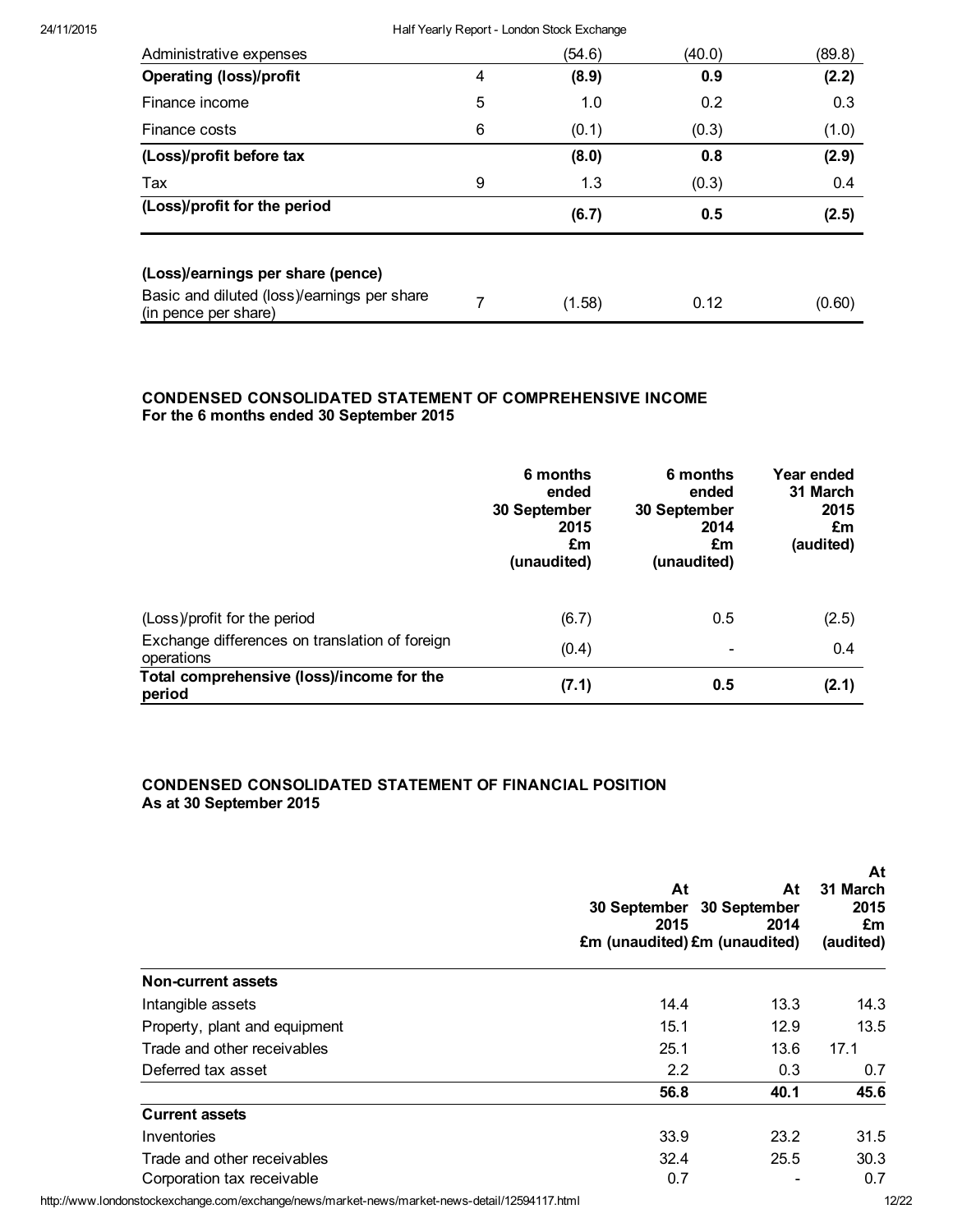| | | | | |
|---|---|---|---|---|
| Administrative expenses | | (54.6) | (40.0) | (89.8) |
| **Operating (loss)/profit** | 4 | **(8.9)** | **0.9** | **(2.2)** |
| Finance income | 5 | 1.0 | 0.2 | 0.3 |
| Finance costs | 6 | (0.1) | (0.3) | (1.0) |
| **(Loss)/profit before tax** | | **(8.0)** | **0.8** | **(2.9)** |
| Tax | 9 | 1.3 | (0.3) | 0.4 |
| **(Loss)/profit for the period** | | **(6.7)** | **0.5** | **(2.5)** |
| | | | | |
| **(Loss)/earnings per share (pence)** | | | | |
| Basic and diluted (loss)/earnings per share (in pence per share) | 7 | (1.58) | 0.12 | (0.60) |

## CONDENSED CONSOLIDATED STATEMENT OF COMPREHENSIVE INCOME
**For the 6 months ended 30 September 2015**

| | 6 months ended 30 September 2015 £m (unaudited) | 6 months ended 30 September 2014 £m (unaudited) | Year ended 31 March 2015 £m (audited) |
|---|---|---|---|
| (Loss)/profit for the period | (6.7) | 0.5 | (2.5) |
| Exchange differences on translation of foreign operations | (0.4) | - | 0.4 |
| **Total comprehensive (loss)/income for the period** | **(7.1)** | **0.5** | **(2.1)** |

## CONDENSED CONSOLIDATED STATEMENT OF FINANCIAL POSITION
**As at 30 September 2015**

| | At 30 September 2015 £m (unaudited) | At 30 September 2014 £m (unaudited) | At 31 March 2015 £m (audited) |
|---|---|---|---|
| **Non-current assets** | | | |
| Intangible assets | 14.4 | 13.3 | 14.3 |
| Property, plant and equipment | 15.1 | 12.9 | 13.5 |
| Trade and other receivables | 25.1 | 13.6 | 17.1 |
| Deferred tax asset | 2.2 | 0.3 | 0.7 |
| | **56.8** | **40.1** | **45.6** |
| **Current assets** | | | |
| Inventories | 33.9 | 23.2 | 31.5 |
| Trade and other receivables | 32.4 | 25.5 | 30.3 |
| Corporation tax receivable | 0.7 | - | 0.7 |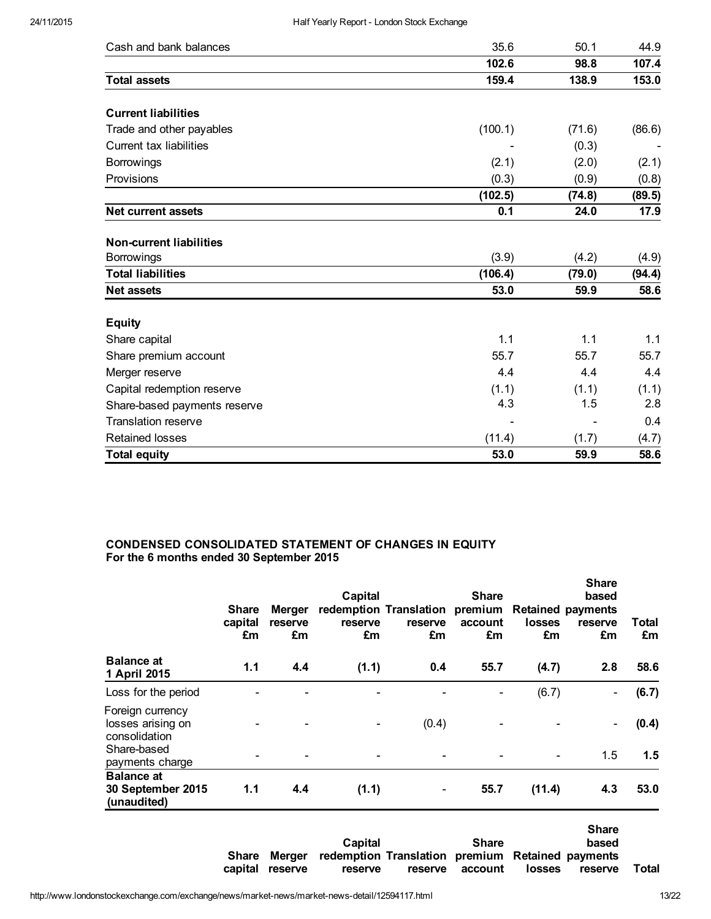| | | | |
|---|---|---|---|
| Cash and bank balances | 35.6 | 50.1 | 44.9 |
| | **102.6** | **98.8** | **107.4** |
| **Total assets** | **159.4** | **138.9** | **153.0** |
| | | | |
| **Current liabilities** | | | |
| Trade and other payables | (100.1) | (71.6) | (86.6) |
| Current tax liabilities | - | (0.3) | - |
| Borrowings | (2.1) | (2.0) | (2.1) |
| Provisions | (0.3) | (0.9) | (0.8) |
| | **(102.5)** | **(74.8)** | **(89.5)** |
| **Net current assets** | **0.1** | **24.0** | **17.9** |
| | | | |
| **Non-current liabilities** | | | |
| Borrowings | (3.9) | (4.2) | (4.9) |
| **Total liabilities** | **(106.4)** | **(79.0)** | **(94.4)** |
| **Net assets** | **53.0** | **59.9** | **58.6** |
| | | | |
| **Equity** | | | |
| Share capital | 1.1 | 1.1 | 1.1 |
| Share premium account | 55.7 | 55.7 | 55.7 |
| Merger reserve | 4.4 | 4.4 | 4.4 |
| Capital redemption reserve | (1.1) | (1.1) | (1.1) |
| Share-based payments reserve | 4.3 | 1.5 | 2.8 |
| Translation reserve | - | - | 0.4 |
| Retained losses | (11.4) | (1.7) | (4.7) |
| **Total equity** | **53.0** | **59.9** | **58.6** |

**CONDENSED CONSOLIDATED STATEMENT OF CHANGES IN EQUITY**
**For the 6 months ended 30 September 2015**

| | Share capital £m | Merger reserve £m | Capital redemption reserve £m | Translation reserve £m | Share premium account £m | Retained losses £m | Share based payments reserve £m | Total £m |
|---|---|---|---|---|---|---|---|---|
| **Balance at 1 April 2015** | **1.1** | **4.4** | **(1.1)** | **0.4** | **55.7** | **(4.7)** | **2.8** | **58.6** |
| Loss for the period | - | - | - | - | - | (6.7) | - | **(6.7)** |
| Foreign currency losses arising on consolidation | - | - | - | (0.4) | - | - | - | **(0.4)** |
| Share-based payments charge | - | - | - | - | - | - | 1.5 | **1.5** |
| **Balance at 30 September 2015 (unaudited)** | **1.1** | **4.4** | **(1.1)** | **-** | **55.7** | **(11.4)** | **4.3** | **53.0** |

| | Share capital | Merger reserve | Capital redemption reserve | Translation reserve | Share premium account | Retained losses | Share based payments reserve | Total |
|---|---|---|---|---|---|---|---|---|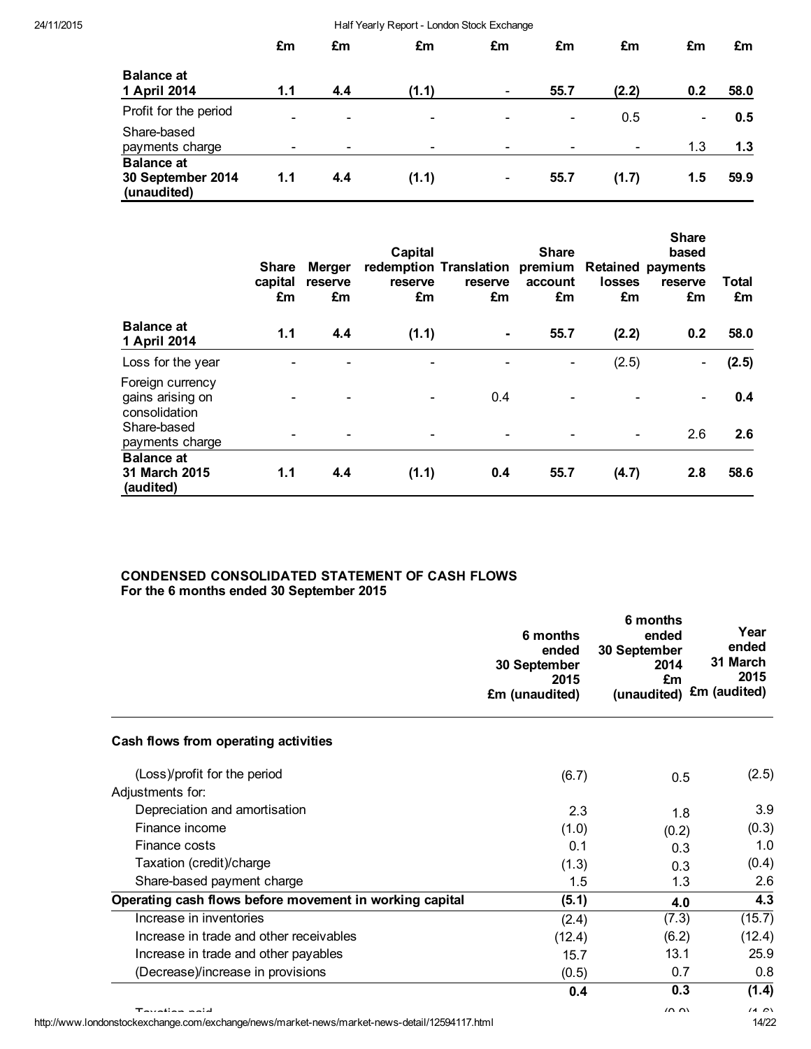| | £m | £m | £m | £m | £m | £m | £m | £m |
|---|---|---|---|---|---|---|---|---|
| **Balance at 1 April 2014** | **1.1** | **4.4** | **(1.1)** | - | **55.7** | **(2.2)** | **0.2** | **58.0** |
| Profit for the period | - | - | - | - | - | 0.5 | - | **0.5** |
| Share-based payments charge | - | - | - | - | - | - | 1.3 | **1.3** |
| **Balance at 30 September 2014 (unaudited)** | **1.1** | **4.4** | **(1.1)** | - | **55.7** | **(1.7)** | **1.5** | **59.9** |

| | Share capital £m | Merger reserve £m | Capital redemption reserve £m | Translation reserve £m | Share premium account £m | Retained losses £m | Share based payments reserve £m | Total £m |
|---|---|---|---|---|---|---|---|---|
| **Balance at 1 April 2014** | **1.1** | **4.4** | **(1.1)** | **-** | **55.7** | **(2.2)** | **0.2** | **58.0** |
| Loss for the year | - | - | - | - | - | (2.5) | - | **(2.5)** |
| Foreign currency gains arising on consolidation | - | - | - | 0.4 | - | - | - | **0.4** |
| Share-based payments charge | - | - | - | - | - | - | 2.6 | **2.6** |
| **Balance at 31 March 2015 (audited)** | **1.1** | **4.4** | **(1.1)** | **0.4** | **55.7** | **(4.7)** | **2.8** | **58.6** |

**CONDENSED CONSOLIDATED STATEMENT OF CASH FLOWS**
**For the 6 months ended 30 September 2015**

| | 6 months ended 30 September 2015 £m (unaudited) | 6 months ended 30 September 2014 £m (unaudited) | Year ended 31 March 2015 £m (audited) |
|---|---|---|---|
| **Cash flows from operating activities** | | | |
| (Loss)/profit for the period | (6.7) | 0.5 | (2.5) |
| Adjustments for: | | | |
| Depreciation and amortisation | 2.3 | 1.8 | 3.9 |
| Finance income | (1.0) | (0.2) | (0.3) |
| Finance costs | 0.1 | 0.3 | 1.0 |
| Taxation (credit)/charge | (1.3) | 0.3 | (0.4) |
| Share-based payment charge | 1.5 | 1.3 | 2.6 |
| **Operating cash flows before movement in working capital** | **(5.1)** | **4.0** | **4.3** |
| Increase in inventories | (2.4) | (7.3) | (15.7) |
| Increase in trade and other receivables | (12.4) | (6.2) | (12.4) |
| Increase in trade and other payables | 15.7 | 13.1 | 25.9 |
| (Decrease)/increase in provisions | (0.5) | 0.7 | 0.8 |
| | **0.4** | **0.3** | **(1.4)** |
| Taxation paid | | (0.0) | (1.6) |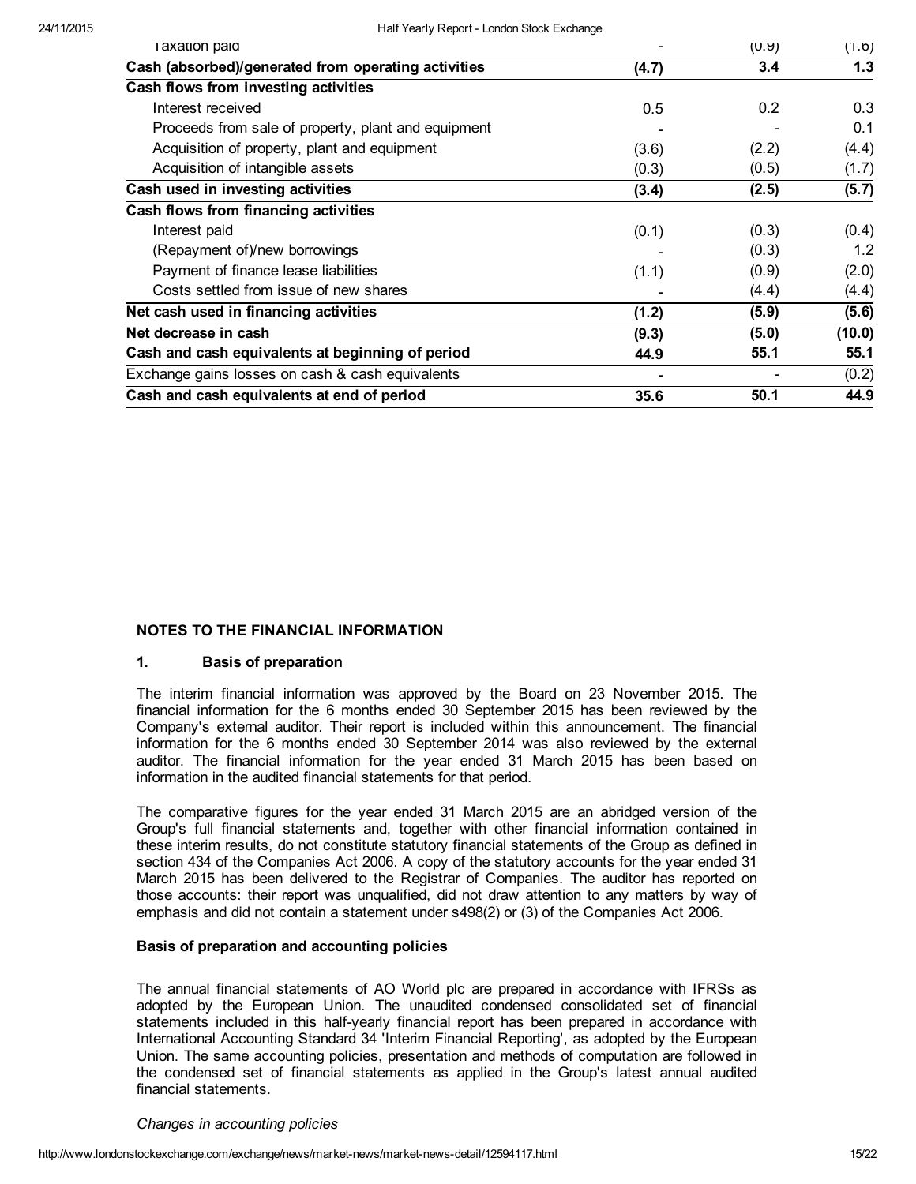| | | | |
|---|---|---|---|
| Taxation paid | - | (0.9) | (1.6) |
| **Cash (absorbed)/generated from operating activities** | **(4.7)** | **3.4** | **1.3** |
| **Cash flows from investing activities** | | | |
| Interest received | 0.5 | 0.2 | 0.3 |
| Proceeds from sale of property, plant and equipment | - | - | 0.1 |
| Acquisition of property, plant and equipment | (3.6) | (2.2) | (4.4) |
| Acquisition of intangible assets | (0.3) | (0.5) | (1.7) |
| **Cash used in investing activities** | **(3.4)** | **(2.5)** | **(5.7)** |
| **Cash flows from financing activities** | | | |
| Interest paid | (0.1) | (0.3) | (0.4) |
| (Repayment of)/new borrowings | - | (0.3) | 1.2 |
| Payment of finance lease liabilities | (1.1) | (0.9) | (2.0) |
| Costs settled from issue of new shares | - | (4.4) | (4.4) |
| **Net cash used in financing activities** | **(1.2)** | **(5.9)** | **(5.6)** |
| **Net decrease in cash** | **(9.3)** | **(5.0)** | **(10.0)** |
| **Cash and cash equivalents at beginning of period** | **44.9** | **55.1** | **55.1** |
| Exchange gains losses on cash & cash equivalents | - | - | (0.2) |
| **Cash and cash equivalents at end of period** | **35.6** | **50.1** | **44.9** |

## NOTES TO THE FINANCIAL INFORMATION

### 1. Basis of preparation

The interim financial information was approved by the Board on 23 November 2015. The financial information for the 6 months ended 30 September 2015 has been reviewed by the Company's external auditor. Their report is included within this announcement. The financial information for the 6 months ended 30 September 2014 was also reviewed by the external auditor. The financial information for the year ended 31 March 2015 has been based on information in the audited financial statements for that period.

The comparative figures for the year ended 31 March 2015 are an abridged version of the Group's full financial statements and, together with other financial information contained in these interim results, do not constitute statutory financial statements of the Group as defined in section 434 of the Companies Act 2006. A copy of the statutory accounts for the year ended 31 March 2015 has been delivered to the Registrar of Companies. The auditor has reported on those accounts: their report was unqualified, did not draw attention to any matters by way of emphasis and did not contain a statement under s498(2) or (3) of the Companies Act 2006.

### Basis of preparation and accounting policies

The annual financial statements of AO World plc are prepared in accordance with IFRSs as adopted by the European Union. The unaudited condensed consolidated set of financial statements included in this half-yearly financial report has been prepared in accordance with International Accounting Standard 34 'Interim Financial Reporting', as adopted by the European Union. The same accounting policies, presentation and methods of computation are followed in the condensed set of financial statements as applied in the Group's latest annual audited financial statements.

*Changes in accounting policies*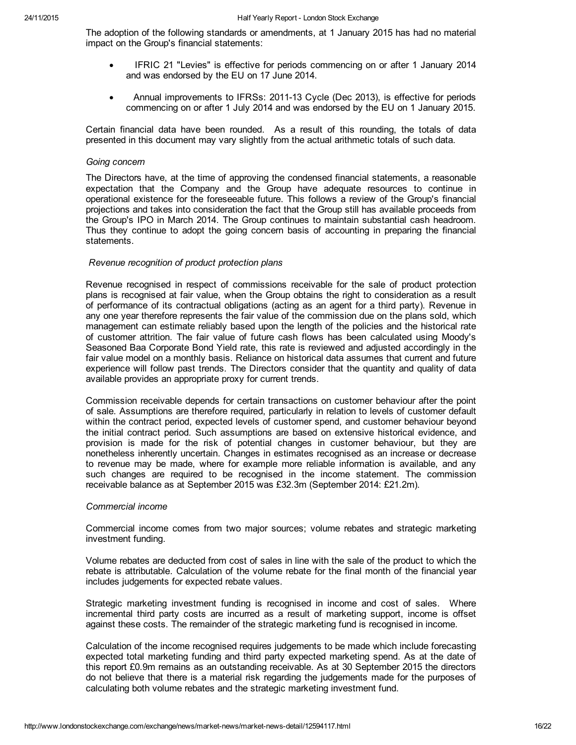The adoption of the following standards or amendments, at 1 January 2015 has had no material impact on the Group's financial statements:

- IFRIC 21 "Levies" is effective for periods commencing on or after 1 January 2014 and was endorsed by the EU on 17 June 2014.
- Annual improvements to IFRSs: 2011-13 Cycle (Dec 2013), is effective for periods commencing on or after 1 July 2014 and was endorsed by the EU on 1 January 2015.

Certain financial data have been rounded. As a result of this rounding, the totals of data presented in this document may vary slightly from the actual arithmetic totals of such data.

*Going concern*

The Directors have, at the time of approving the condensed financial statements, a reasonable expectation that the Company and the Group have adequate resources to continue in operational existence for the foreseeable future. This follows a review of the Group's financial projections and takes into consideration the fact that the Group still has available proceeds from the Group's IPO in March 2014. The Group continues to maintain substantial cash headroom. Thus they continue to adopt the going concern basis of accounting in preparing the financial statements.

*Revenue recognition of product protection plans*

Revenue recognised in respect of commissions receivable for the sale of product protection plans is recognised at fair value, when the Group obtains the right to consideration as a result of performance of its contractual obligations (acting as an agent for a third party). Revenue in any one year therefore represents the fair value of the commission due on the plans sold, which management can estimate reliably based upon the length of the policies and the historical rate of customer attrition. The fair value of future cash flows has been calculated using Moody's Seasoned Baa Corporate Bond Yield rate, this rate is reviewed and adjusted accordingly in the fair value model on a monthly basis. Reliance on historical data assumes that current and future experience will follow past trends. The Directors consider that the quantity and quality of data available provides an appropriate proxy for current trends.

Commission receivable depends for certain transactions on customer behaviour after the point of sale. Assumptions are therefore required, particularly in relation to levels of customer default within the contract period, expected levels of customer spend, and customer behaviour beyond the initial contract period. Such assumptions are based on extensive historical evidence, and provision is made for the risk of potential changes in customer behaviour, but they are nonetheless inherently uncertain. Changes in estimates recognised as an increase or decrease to revenue may be made, where for example more reliable information is available, and any such changes are required to be recognised in the income statement. The commission receivable balance as at September 2015 was £32.3m (September 2014: £21.2m).

*Commercial income*

Commercial income comes from two major sources; volume rebates and strategic marketing investment funding.

Volume rebates are deducted from cost of sales in line with the sale of the product to which the rebate is attributable. Calculation of the volume rebate for the final month of the financial year includes judgements for expected rebate values.

Strategic marketing investment funding is recognised in income and cost of sales. Where incremental third party costs are incurred as a result of marketing support, income is offset against these costs. The remainder of the strategic marketing fund is recognised in income.

Calculation of the income recognised requires judgements to be made which include forecasting expected total marketing funding and third party expected marketing spend. As at the date of this report £0.9m remains as an outstanding receivable. As at 30 September 2015 the directors do not believe that there is a material risk regarding the judgements made for the purposes of calculating both volume rebates and the strategic marketing investment fund.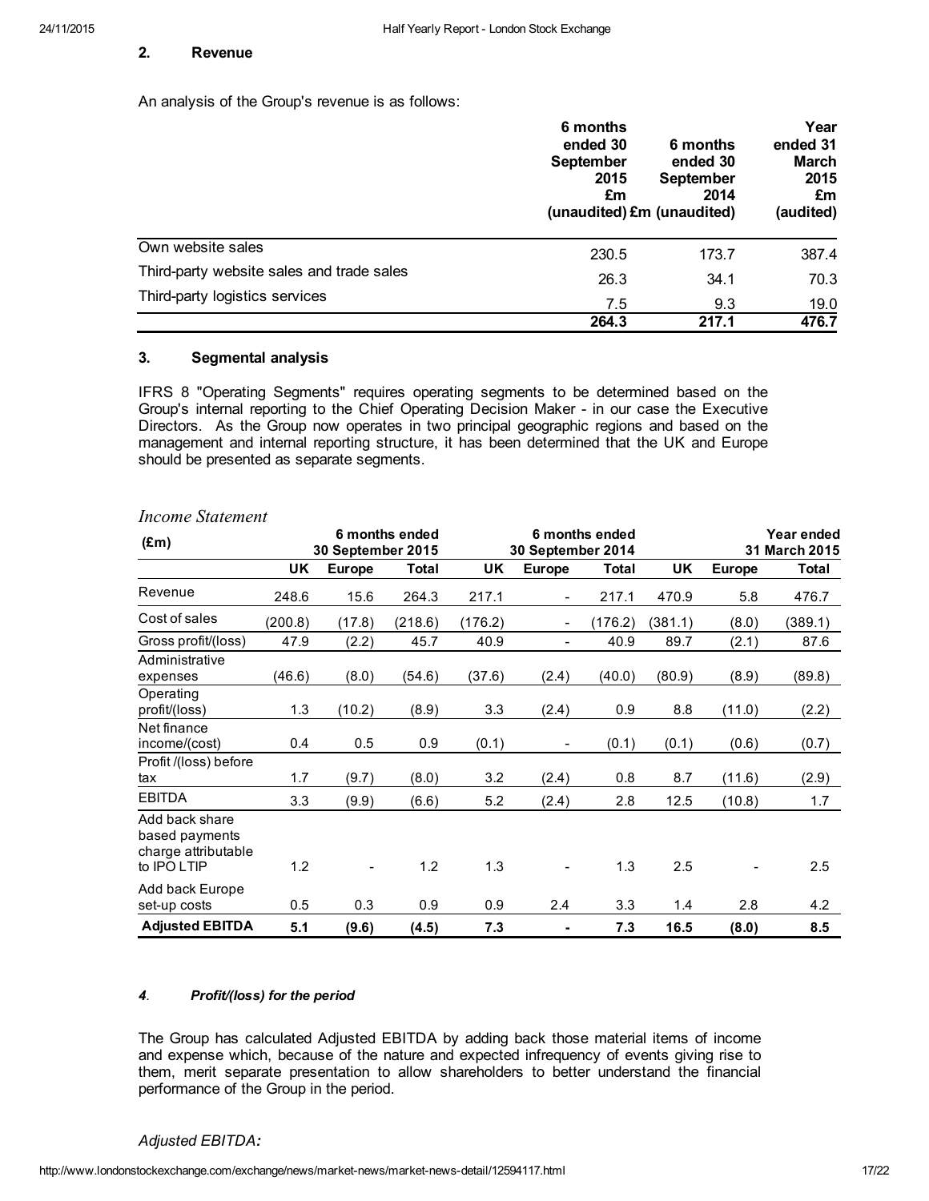## 2. Revenue

An analysis of the Group's revenue is as follows:

| | 6 months ended 30 September 2015 £m (unaudited) | 6 months ended 30 September 2014 £m (unaudited) | Year ended 31 March 2015 £m (audited) |
|---|---|---|---|
| Own website sales | 230.5 | 173.7 | 387.4 |
| Third-party website sales and trade sales | 26.3 | 34.1 | 70.3 |
| Third-party logistics services | 7.5 | 9.3 | 19.0 |
| | **264.3** | **217.1** | **476.7** |

## 3. Segmental analysis

IFRS 8 "Operating Segments" requires operating segments to be determined based on the Group's internal reporting to the Chief Operating Decision Maker - in our case the Executive Directors. As the Group now operates in two principal geographic regions and based on the management and internal reporting structure, it has been determined that the UK and Europe should be presented as separate segments.

*Income Statement*

| (£m) | 6 months ended 30 September 2015 | | | 6 months ended 30 September 2014 | | | Year ended 31 March 2015 | | |
|---|---|---|---|---|---|---|---|---|---|
| | **UK** | **Europe** | **Total** | **UK** | **Europe** | **Total** | **UK** | **Europe** | **Total** |
| Revenue | 248.6 | 15.6 | 264.3 | 217.1 | - | 217.1 | 470.9 | 5.8 | 476.7 |
| Cost of sales | (200.8) | (17.8) | (218.6) | (176.2) | - | (176.2) | (381.1) | (8.0) | (389.1) |
| Gross profit/(loss) | 47.9 | (2.2) | 45.7 | 40.9 | - | 40.9 | 89.7 | (2.1) | 87.6 |
| Administrative expenses | (46.6) | (8.0) | (54.6) | (37.6) | (2.4) | (40.0) | (80.9) | (8.9) | (89.8) |
| Operating profit/(loss) | 1.3 | (10.2) | (8.9) | 3.3 | (2.4) | 0.9 | 8.8 | (11.0) | (2.2) |
| Net finance income/(cost) | 0.4 | 0.5 | 0.9 | (0.1) | - | (0.1) | (0.1) | (0.6) | (0.7) |
| Profit /(loss) before tax | 1.7 | (9.7) | (8.0) | 3.2 | (2.4) | 0.8 | 8.7 | (11.6) | (2.9) |
| EBITDA | 3.3 | (9.9) | (6.6) | 5.2 | (2.4) | 2.8 | 12.5 | (10.8) | 1.7 |
| Add back share based payments charge attributable to IPO LTIP | 1.2 | - | 1.2 | 1.3 | - | 1.3 | 2.5 | - | 2.5 |
| Add back Europe set-up costs | 0.5 | 0.3 | 0.9 | 0.9 | 2.4 | 3.3 | 1.4 | 2.8 | 4.2 |
| **Adjusted EBITDA** | **5.1** | **(9.6)** | **(4.5)** | **7.3** | **-** | **7.3** | **16.5** | **(8.0)** | **8.5** |

### *4. Profit/(loss) for the period*

The Group has calculated Adjusted EBITDA by adding back those material items of income and expense which, because of the nature and expected infrequency of events giving rise to them, merit separate presentation to allow shareholders to better understand the financial performance of the Group in the period.

*Adjusted EBITDA:*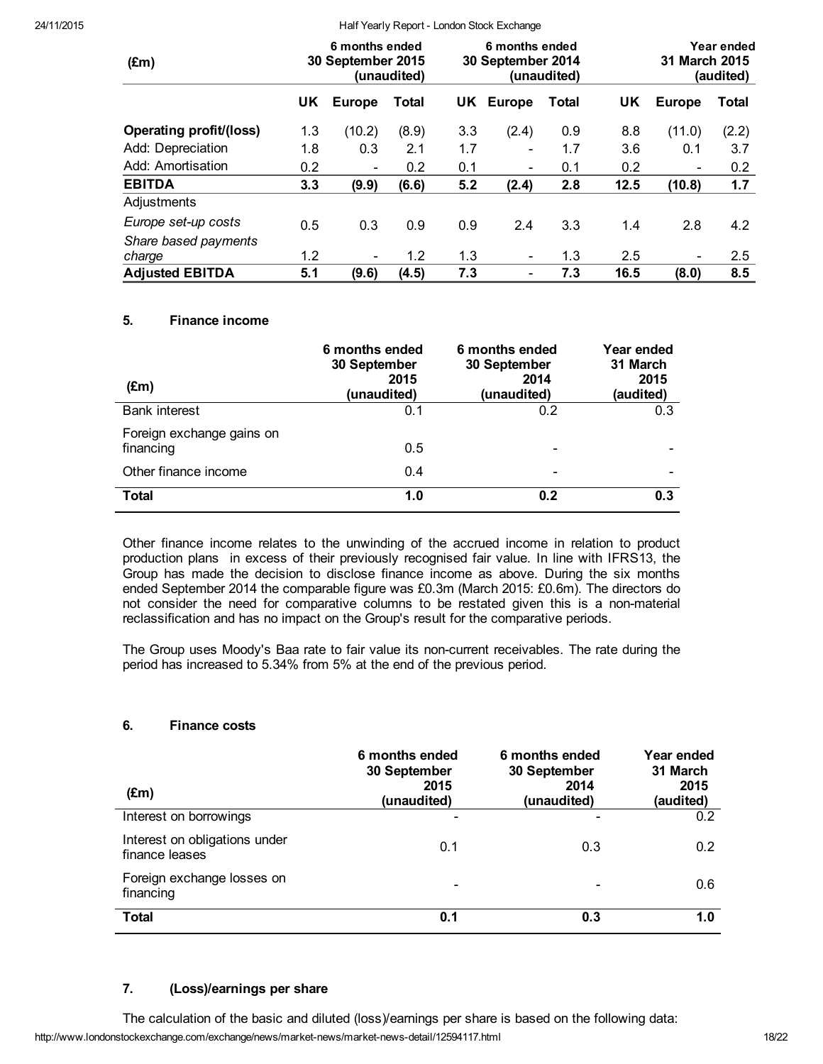| (£m) | 6 months ended 30 September 2015 (unaudited) | | | 6 months ended 30 September 2014 (unaudited) | | | Year ended 31 March 2015 (audited) | | |
|---|---|---|---|---|---|---|---|---|---|
| | **UK** | **Europe** | **Total** | **UK** | **Europe** | **Total** | **UK** | **Europe** | **Total** |
| **Operating profit/(loss)** | 1.3 | (10.2) | (8.9) | 3.3 | (2.4) | 0.9 | 8.8 | (11.0) | (2.2) |
| Add: Depreciation | 1.8 | 0.3 | 2.1 | 1.7 | - | 1.7 | 3.6 | 0.1 | 3.7 |
| Add: Amortisation | 0.2 | - | 0.2 | 0.1 | - | 0.1 | 0.2 | - | 0.2 |
| **EBITDA** | **3.3** | **(9.9)** | **(6.6)** | **5.2** | **(2.4)** | **2.8** | **12.5** | **(10.8)** | **1.7** |
| Adjustments | | | | | | | | | |
| *Europe set-up costs* | 0.5 | 0.3 | 0.9 | 0.9 | 2.4 | 3.3 | 1.4 | 2.8 | 4.2 |
| *Share based payments charge* | 1.2 | - | 1.2 | 1.3 | - | 1.3 | 2.5 | - | 2.5 |
| **Adjusted EBITDA** | **5.1** | **(9.6)** | **(4.5)** | **7.3** | - | **7.3** | **16.5** | **(8.0)** | **8.5** |

### 5. Finance income

| (£m) | 6 months ended 30 September 2015 (unaudited) | 6 months ended 30 September 2014 (unaudited) | Year ended 31 March 2015 (audited) |
|---|---|---|---|
| Bank interest | 0.1 | 0.2 | 0.3 |
| Foreign exchange gains on financing | 0.5 | - | - |
| Other finance income | 0.4 | - | - |
| **Total** | **1.0** | **0.2** | **0.3** |

Other finance income relates to the unwinding of the accrued income in relation to product production plans in excess of their previously recognised fair value. In line with IFRS13, the Group has made the decision to disclose finance income as above. During the six months ended September 2014 the comparable figure was £0.3m (March 2015: £0.6m). The directors do not consider the need for comparative columns to be restated given this is a non-material reclassification and has no impact on the Group's result for the comparative periods.

The Group uses Moody's Baa rate to fair value its non-current receivables. The rate during the period has increased to 5.34% from 5% at the end of the previous period.

### 6. Finance costs

| (£m) | 6 months ended 30 September 2015 (unaudited) | 6 months ended 30 September 2014 (unaudited) | Year ended 31 March 2015 (audited) |
|---|---|---|---|
| Interest on borrowings | - | - | 0.2 |
| Interest on obligations under finance leases | 0.1 | 0.3 | 0.2 |
| Foreign exchange losses on financing | - | - | 0.6 |
| **Total** | **0.1** | **0.3** | **1.0** |

### 7. (Loss)/earnings per share

The calculation of the basic and diluted (loss)/earnings per share is based on the following data: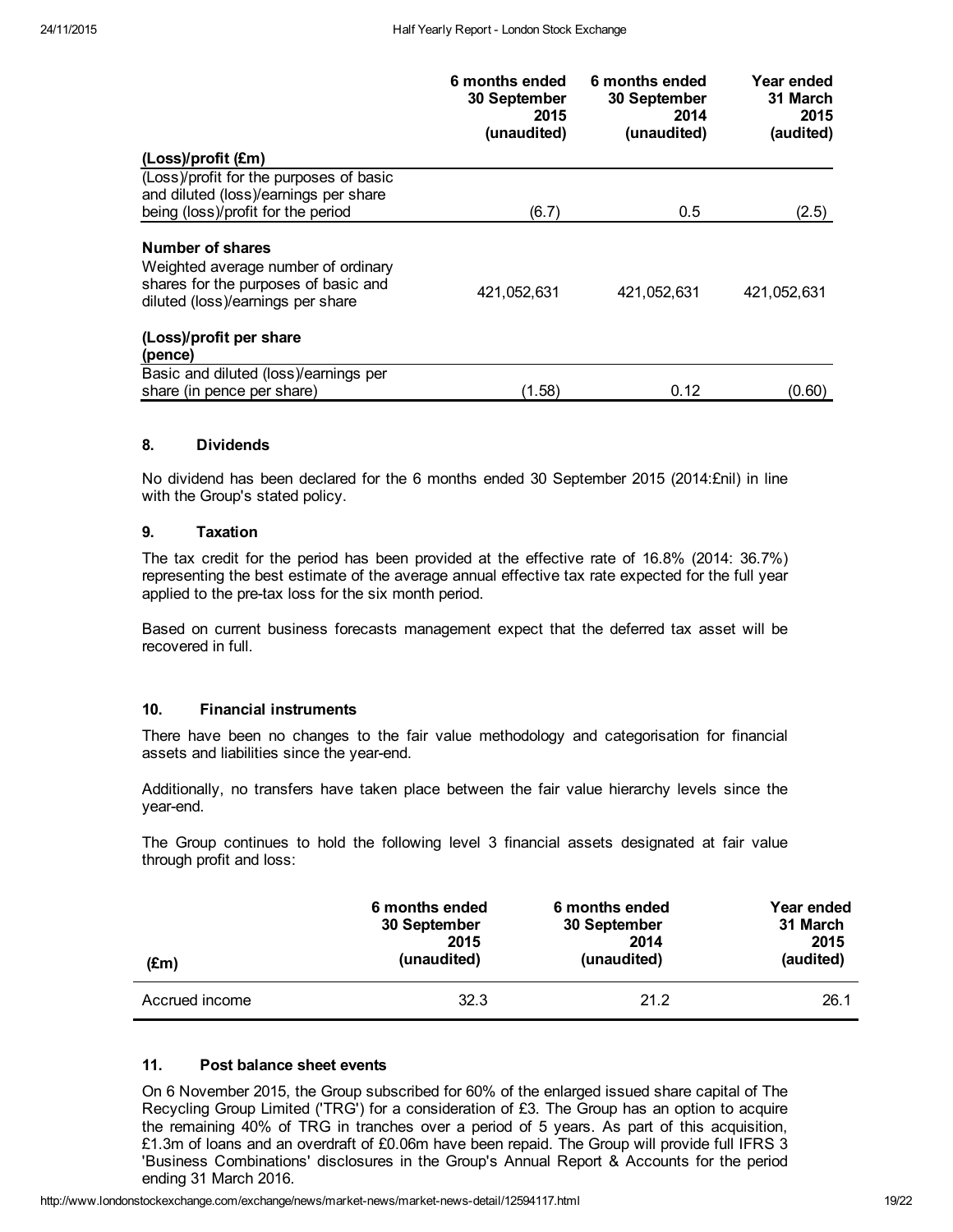| | 6 months ended 30 September 2015 (unaudited) | 6 months ended 30 September 2014 (unaudited) | Year ended 31 March 2015 (audited) |
|---|---|---|---|
| **(Loss)/profit (£m)** | | | |
| (Loss)/profit for the purposes of basic and diluted (loss)/earnings per share being (loss)/profit for the period | (6.7) | 0.5 | (2.5) |
| **Number of shares** | | | |
| Weighted average number of ordinary shares for the purposes of basic and diluted (loss)/earnings per share | 421,052,631 | 421,052,631 | 421,052,631 |
| **(Loss)/profit per share (pence)** | | | |
| Basic and diluted (loss)/earnings per share (in pence per share) | (1.58) | 0.12 | (0.60) |

### 8. Dividends

No dividend has been declared for the 6 months ended 30 September 2015 (2014:£nil) in line with the Group's stated policy.

### 9. Taxation

The tax credit for the period has been provided at the effective rate of 16.8% (2014: 36.7%) representing the best estimate of the average annual effective tax rate expected for the full year applied to the pre-tax loss for the six month period.

Based on current business forecasts management expect that the deferred tax asset will be recovered in full.

### 10. Financial instruments

There have been no changes to the fair value methodology and categorisation for financial assets and liabilities since the year-end.

Additionally, no transfers have taken place between the fair value hierarchy levels since the year-end.

The Group continues to hold the following level 3 financial assets designated at fair value through profit and loss:

| (£m) | 6 months ended 30 September 2015 (unaudited) | 6 months ended 30 September 2014 (unaudited) | Year ended 31 March 2015 (audited) |
|---|---|---|---|
| Accrued income | 32.3 | 21.2 | 26.1 |

### 11. Post balance sheet events

On 6 November 2015, the Group subscribed for 60% of the enlarged issued share capital of The Recycling Group Limited ('TRG') for a consideration of £3. The Group has an option to acquire the remaining 40% of TRG in tranches over a period of 5 years. As part of this acquisition, £1.3m of loans and an overdraft of £0.06m have been repaid. The Group will provide full IFRS 3 'Business Combinations' disclosures in the Group's Annual Report & Accounts for the period ending 31 March 2016.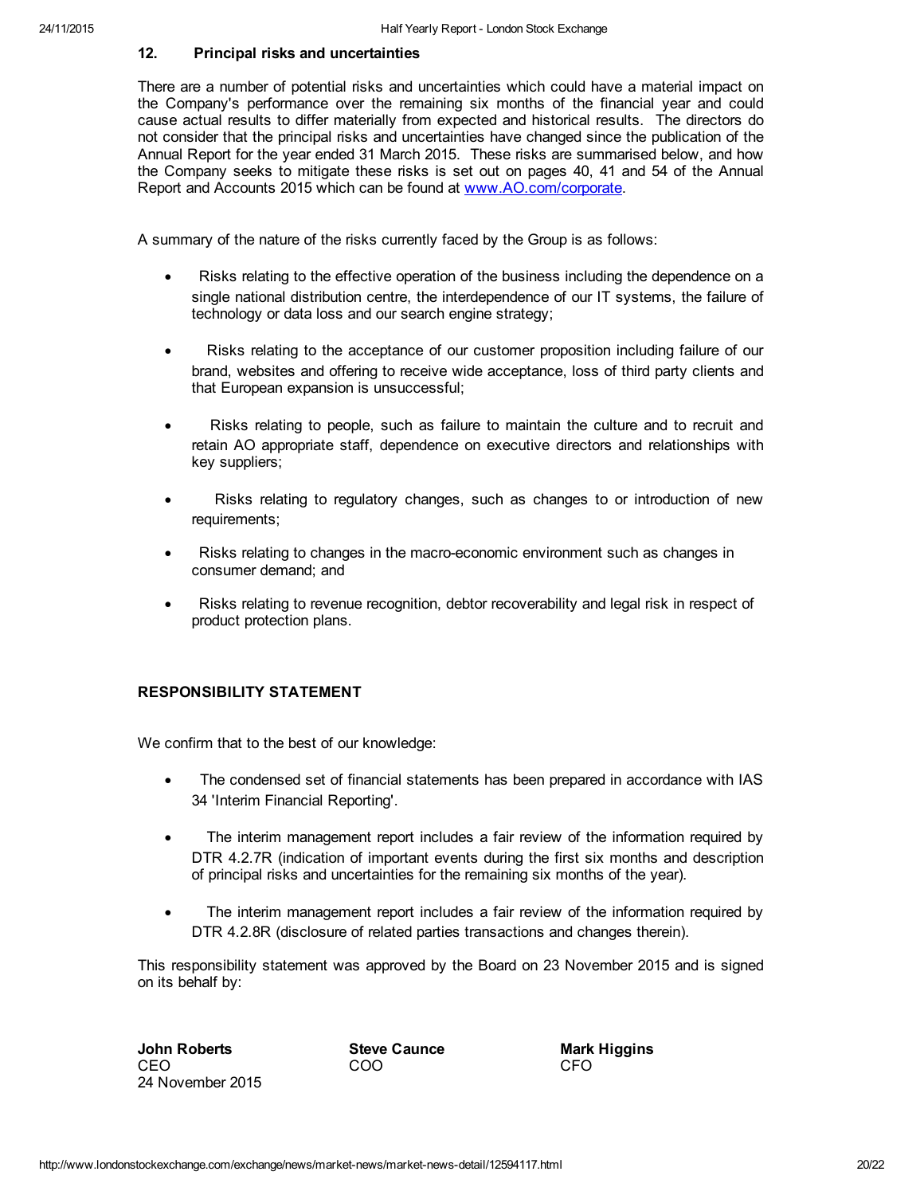## 12. Principal risks and uncertainties

There are a number of potential risks and uncertainties which could have a material impact on the Company's performance over the remaining six months of the financial year and could cause actual results to differ materially from expected and historical results. The directors do not consider that the principal risks and uncertainties have changed since the publication of the Annual Report for the year ended 31 March 2015. These risks are summarised below, and how the Company seeks to mitigate these risks is set out on pages 40, 41 and 54 of the Annual Report and Accounts 2015 which can be found at [www.AO.com/corporate](www.AO.com/corporate).

A summary of the nature of the risks currently faced by the Group is as follows:

- Risks relating to the effective operation of the business including the dependence on a single national distribution centre, the interdependence of our IT systems, the failure of technology or data loss and our search engine strategy;
- Risks relating to the acceptance of our customer proposition including failure of our brand, websites and offering to receive wide acceptance, loss of third party clients and that European expansion is unsuccessful;
- Risks relating to people, such as failure to maintain the culture and to recruit and retain AO appropriate staff, dependence on executive directors and relationships with key suppliers;
- Risks relating to regulatory changes, such as changes to or introduction of new requirements;
- Risks relating to changes in the macro-economic environment such as changes in consumer demand; and
- Risks relating to revenue recognition, debtor recoverability and legal risk in respect of product protection plans.

## RESPONSIBILITY STATEMENT

We confirm that to the best of our knowledge:

- The condensed set of financial statements has been prepared in accordance with IAS 34 'Interim Financial Reporting'.
- The interim management report includes a fair review of the information required by DTR 4.2.7R (indication of important events during the first six months and description of principal risks and uncertainties for the remaining six months of the year).
- The interim management report includes a fair review of the information required by DTR 4.2.8R (disclosure of related parties transactions and changes therein).

This responsibility statement was approved by the Board on 23 November 2015 and is signed on its behalf by:

**John Roberts**
CEO
24 November 2015

**Steve Caunce**
COO

**Mark Higgins**
CFO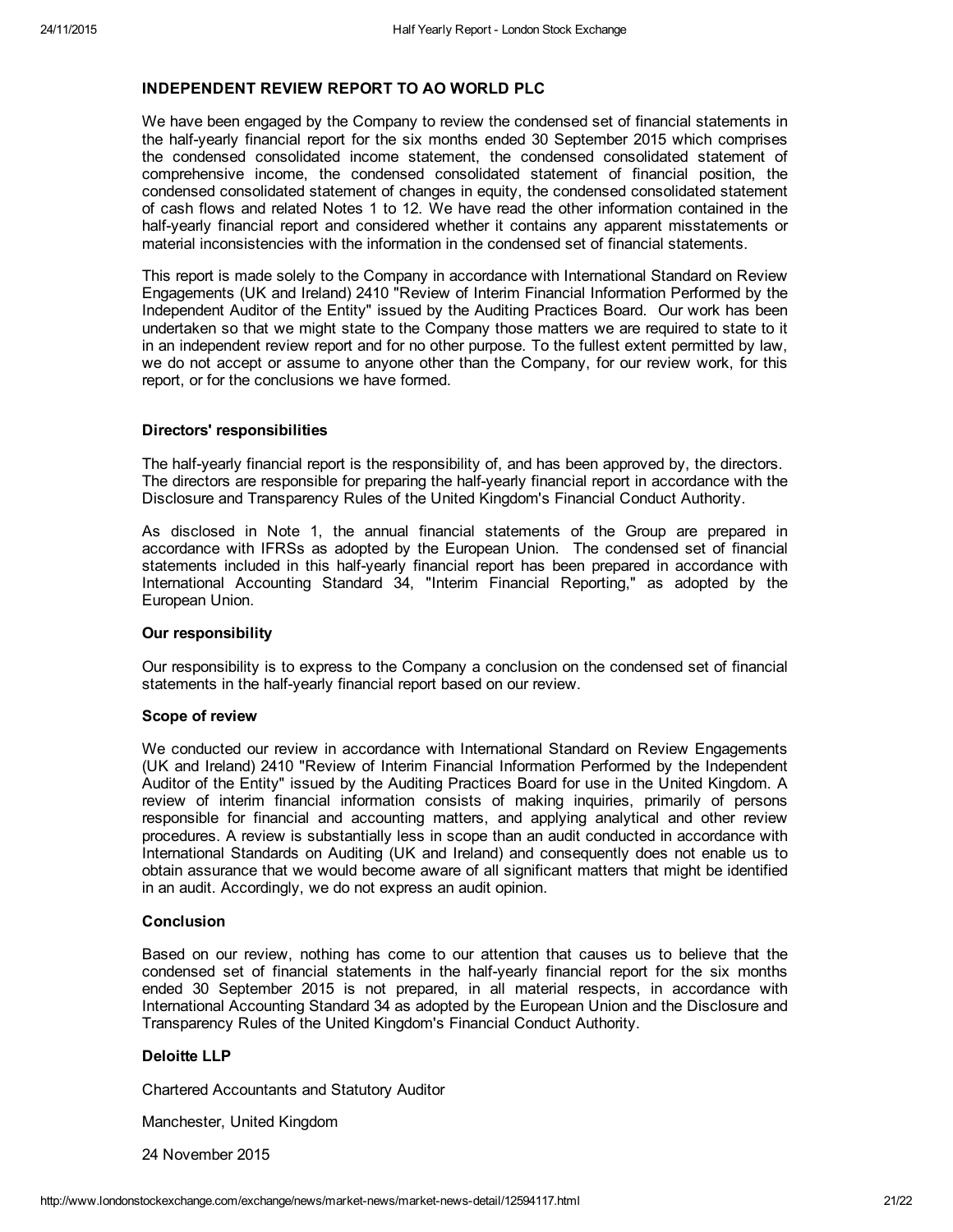## INDEPENDENT REVIEW REPORT TO AO WORLD PLC

We have been engaged by the Company to review the condensed set of financial statements in the half-yearly financial report for the six months ended 30 September 2015 which comprises the condensed consolidated income statement, the condensed consolidated statement of comprehensive income, the condensed consolidated statement of financial position, the condensed consolidated statement of changes in equity, the condensed consolidated statement of cash flows and related Notes 1 to 12. We have read the other information contained in the half-yearly financial report and considered whether it contains any apparent misstatements or material inconsistencies with the information in the condensed set of financial statements.

This report is made solely to the Company in accordance with International Standard on Review Engagements (UK and Ireland) 2410 "Review of Interim Financial Information Performed by the Independent Auditor of the Entity" issued by the Auditing Practices Board. Our work has been undertaken so that we might state to the Company those matters we are required to state to it in an independent review report and for no other purpose. To the fullest extent permitted by law, we do not accept or assume to anyone other than the Company, for our review work, for this report, or for the conclusions we have formed.

### Directors' responsibilities

The half-yearly financial report is the responsibility of, and has been approved by, the directors. The directors are responsible for preparing the half-yearly financial report in accordance with the Disclosure and Transparency Rules of the United Kingdom's Financial Conduct Authority.

As disclosed in Note 1, the annual financial statements of the Group are prepared in accordance with IFRSs as adopted by the European Union. The condensed set of financial statements included in this half-yearly financial report has been prepared in accordance with International Accounting Standard 34, "Interim Financial Reporting," as adopted by the European Union.

### Our responsibility

Our responsibility is to express to the Company a conclusion on the condensed set of financial statements in the half-yearly financial report based on our review.

### Scope of review

We conducted our review in accordance with International Standard on Review Engagements (UK and Ireland) 2410 "Review of Interim Financial Information Performed by the Independent Auditor of the Entity" issued by the Auditing Practices Board for use in the United Kingdom. A review of interim financial information consists of making inquiries, primarily of persons responsible for financial and accounting matters, and applying analytical and other review procedures. A review is substantially less in scope than an audit conducted in accordance with International Standards on Auditing (UK and Ireland) and consequently does not enable us to obtain assurance that we would become aware of all significant matters that might be identified in an audit. Accordingly, we do not express an audit opinion.

### Conclusion

Based on our review, nothing has come to our attention that causes us to believe that the condensed set of financial statements in the half-yearly financial report for the six months ended 30 September 2015 is not prepared, in all material respects, in accordance with International Accounting Standard 34 as adopted by the European Union and the Disclosure and Transparency Rules of the United Kingdom's Financial Conduct Authority.

**Deloitte LLP**

Chartered Accountants and Statutory Auditor

Manchester, United Kingdom

24 November 2015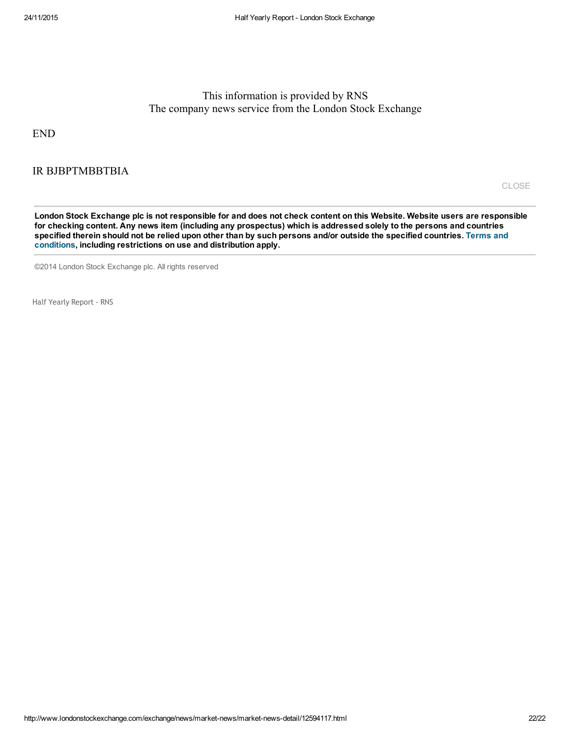This information is provided by RNS
The company news service from the London Stock Exchange

END

IR BJBPTMBBTBIA

CLOSE

**London Stock Exchange plc is not responsible for and does not check content on this Website. Website users are responsible for checking content. Any news item (including any prospectus) which is addressed solely to the persons and countries specified therein should not be relied upon other than by such persons and/or outside the specified countries. Terms and conditions, including restrictions on use and distribution apply.**

©2014 London Stock Exchange plc. All rights reserved

Half Yearly Report - RNS